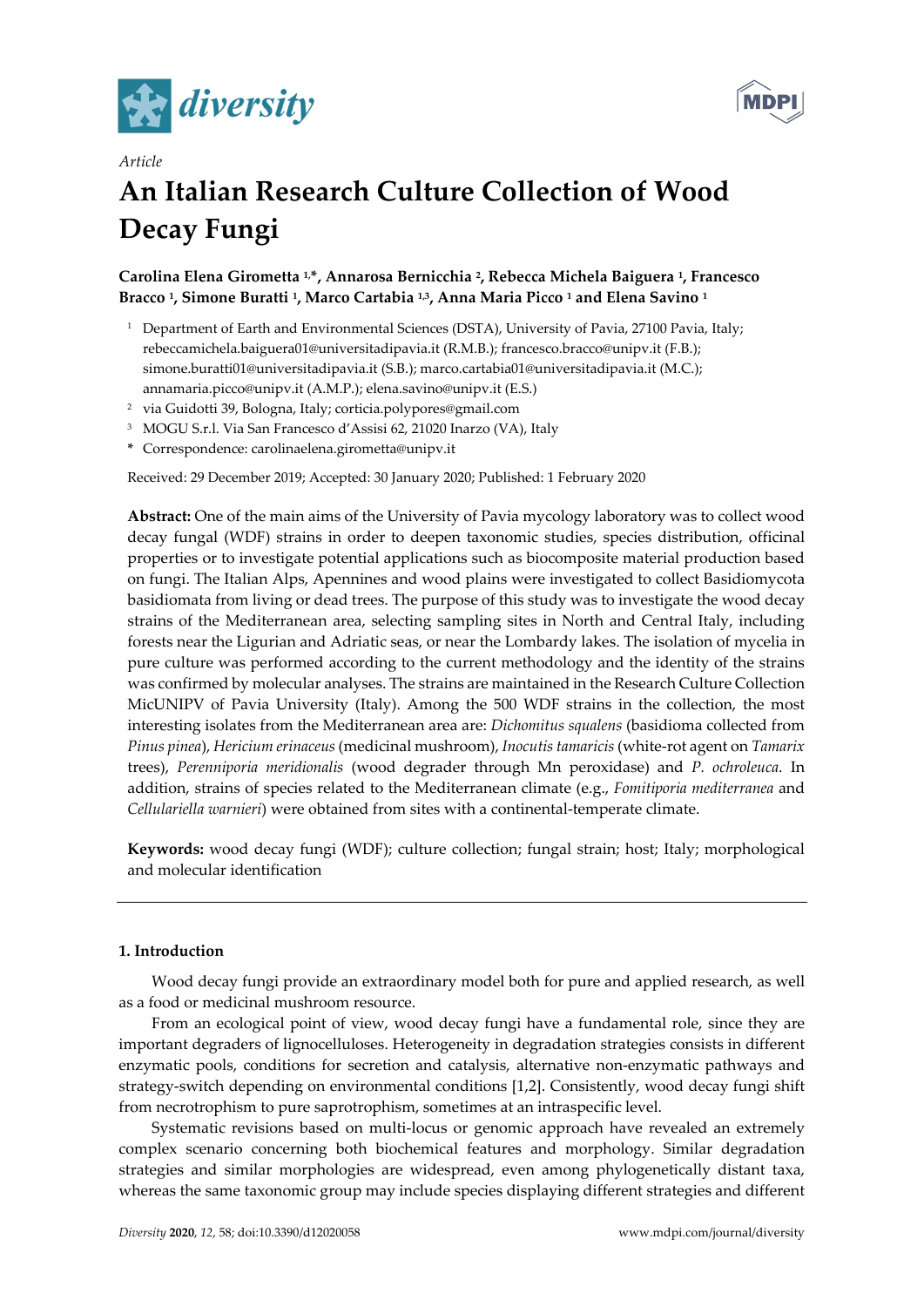*Article*

# An Italian Research Culture Collection of Wood Decay Fungi

**Carolina Elena Girometta [1,*], Annarosa Bernicchia [2], Rebecca Michela Baiguera [1], Francesco Bracco [1], Simone Buratti [1], Marco Cartabia [1,3], Anna Maria Picco [1] and Elena Savino [1]**

[1] Department of Earth and Environmental Sciences (DSTA), University of Pavia, 27100 Pavia, Italy; rebeccamichela.baiguera01@universitadipavia.it (R.M.B.); francesco.bracco@unipv.it (F.B.); simone.buratti01@universitadipavia.it (S.B.); marco.cartabia01@universitadipavia.it (M.C.); annamaria.picco@unipv.it (A.M.P.); elena.savino@unipv.it (E.S.)

[2] via Guidotti 39, Bologna, Italy; corticia.polypores@gmail.com

[3] MOGU S.r.l. Via San Francesco d'Assisi 62, 21020 Inarzo (VA), Italy

\* Correspondence: carolinaelena.girometta@unipv.it

Received: 29 December 2019; Accepted: 30 January 2020; Published: 1 February 2020

**Abstract:** One of the main aims of the University of Pavia mycology laboratory was to collect wood decay fungal (WDF) strains in order to deepen taxonomic studies, species distribution, officinal properties or to investigate potential applications such as biocomposite material production based on fungi. The Italian Alps, Apennines and wood plains were investigated to collect Basidiomycota basidiomata from living or dead trees. The purpose of this study was to investigate the wood decay strains of the Mediterranean area, selecting sampling sites in North and Central Italy, including forests near the Ligurian and Adriatic seas, or near the Lombardy lakes. The isolation of mycelia in pure culture was performed according to the current methodology and the identity of the strains was confirmed by molecular analyses. The strains are maintained in the Research Culture Collection MicUNIPV of Pavia University (Italy). Among the 500 WDF strains in the collection, the most interesting isolates from the Mediterranean area are: *Dichomitus squalens* (basidioma collected from *Pinus pinea*), *Hericium erinaceus* (medicinal mushroom), *Inocutis tamaricis* (white-rot agent on *Tamarix* trees), *Perenniporia meridionalis* (wood degrader through Mn peroxidase) and *P. ochroleuca*. In addition, strains of species related to the Mediterranean climate (e.g., *Fomitiporia mediterranea* and *Cellulariella warnieri*) were obtained from sites with a continental-temperate climate.

**Keywords:** wood decay fungi (WDF); culture collection; fungal strain; host; Italy; morphological and molecular identification

## 1. Introduction

Wood decay fungi provide an extraordinary model both for pure and applied research, as well as a food or medicinal mushroom resource.

From an ecological point of view, wood decay fungi have a fundamental role, since they are important degraders of lignocelluloses. Heterogeneity in degradation strategies consists in different enzymatic pools, conditions for secretion and catalysis, alternative non-enzymatic pathways and strategy-switch depending on environmental conditions [1,2]. Consistently, wood decay fungi shift from necrotrophism to pure saprotrophism, sometimes at an intraspecific level.

Systematic revisions based on multi-locus or genomic approach have revealed an extremely complex scenario concerning both biochemical features and morphology. Similar degradation strategies and similar morphologies are widespread, even among phylogenetically distant taxa, whereas the same taxonomic group may include species displaying different strategies and different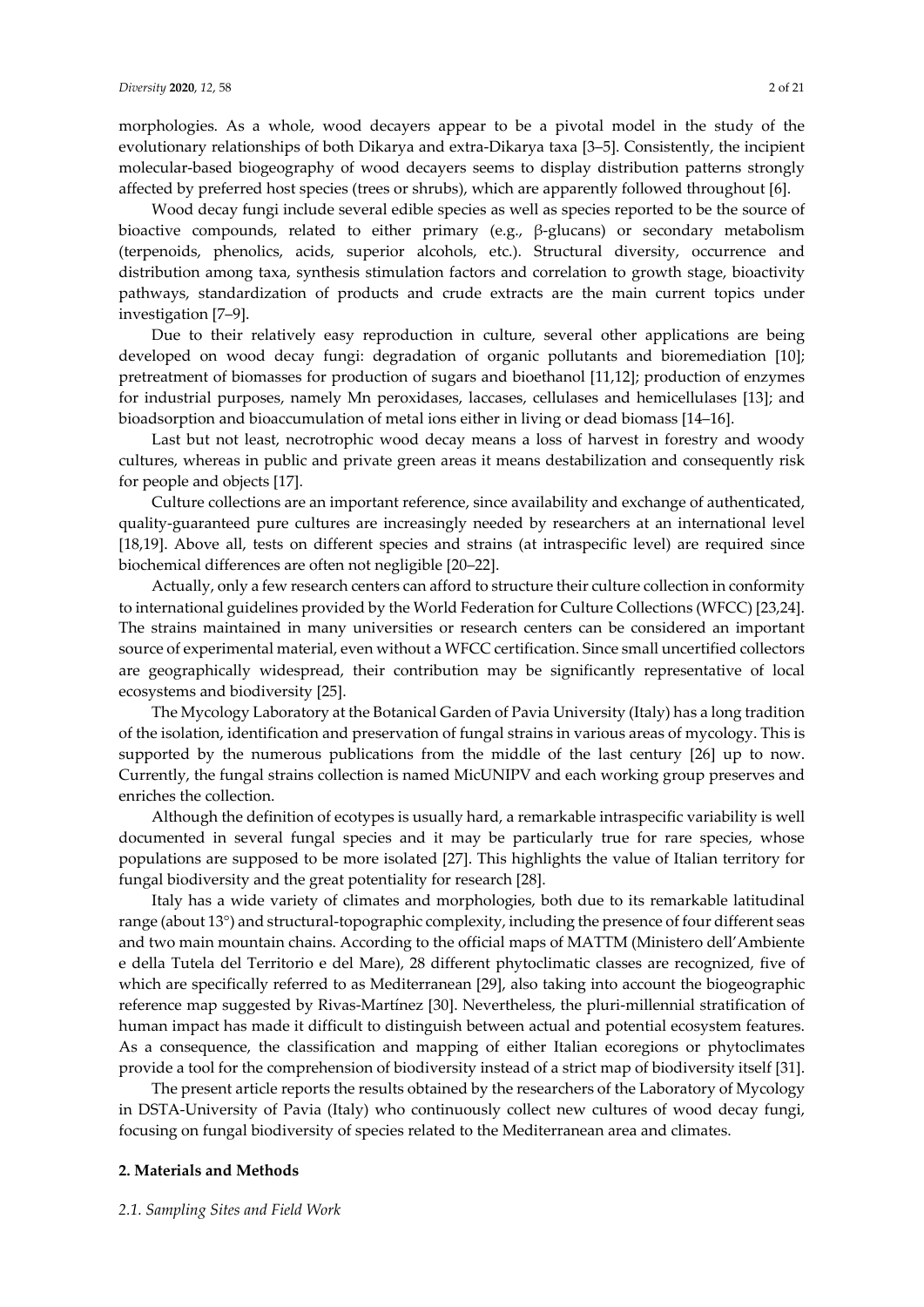morphologies. As a whole, wood decayers appear to be a pivotal model in the study of the evolutionary relationships of both Dikarya and extra-Dikarya taxa [3–5]. Consistently, the incipient molecular-based biogeography of wood decayers seems to display distribution patterns strongly affected by preferred host species (trees or shrubs), which are apparently followed throughout [6].

Wood decay fungi include several edible species as well as species reported to be the source of bioactive compounds, related to either primary (e.g., β-glucans) or secondary metabolism (terpenoids, phenolics, acids, superior alcohols, etc.). Structural diversity, occurrence and distribution among taxa, synthesis stimulation factors and correlation to growth stage, bioactivity pathways, standardization of products and crude extracts are the main current topics under investigation [7–9].

Due to their relatively easy reproduction in culture, several other applications are being developed on wood decay fungi: degradation of organic pollutants and bioremediation [10]; pretreatment of biomasses for production of sugars and bioethanol [11,12]; production of enzymes for industrial purposes, namely Mn peroxidases, laccases, cellulases and hemicellulases [13]; and bioadsorption and bioaccumulation of metal ions either in living or dead biomass [14–16].

Last but not least, necrotrophic wood decay means a loss of harvest in forestry and woody cultures, whereas in public and private green areas it means destabilization and consequently risk for people and objects [17].

Culture collections are an important reference, since availability and exchange of authenticated, quality-guaranteed pure cultures are increasingly needed by researchers at an international level [18,19]. Above all, tests on different species and strains (at intraspecific level) are required since biochemical differences are often not negligible [20–22].

Actually, only a few research centers can afford to structure their culture collection in conformity to international guidelines provided by the World Federation for Culture Collections (WFCC) [23,24]. The strains maintained in many universities or research centers can be considered an important source of experimental material, even without a WFCC certification. Since small uncertified collectors are geographically widespread, their contribution may be significantly representative of local ecosystems and biodiversity [25].

The Mycology Laboratory at the Botanical Garden of Pavia University (Italy) has a long tradition of the isolation, identification and preservation of fungal strains in various areas of mycology. This is supported by the numerous publications from the middle of the last century [26] up to now. Currently, the fungal strains collection is named MicUNIPV and each working group preserves and enriches the collection.

Although the definition of ecotypes is usually hard, a remarkable intraspecific variability is well documented in several fungal species and it may be particularly true for rare species, whose populations are supposed to be more isolated [27]. This highlights the value of Italian territory for fungal biodiversity and the great potentiality for research [28].

Italy has a wide variety of climates and morphologies, both due to its remarkable latitudinal range (about 13°) and structural-topographic complexity, including the presence of four different seas and two main mountain chains. According to the official maps of MATTM (Ministero dell'Ambiente e della Tutela del Territorio e del Mare), 28 different phytoclimatic classes are recognized, five of which are specifically referred to as Mediterranean [29], also taking into account the biogeographic reference map suggested by Rivas-Martínez [30]. Nevertheless, the pluri-millennial stratification of human impact has made it difficult to distinguish between actual and potential ecosystem features. As a consequence, the classification and mapping of either Italian ecoregions or phytoclimates provide a tool for the comprehension of biodiversity instead of a strict map of biodiversity itself [31].

The present article reports the results obtained by the researchers of the Laboratory of Mycology in DSTA-University of Pavia (Italy) who continuously collect new cultures of wood decay fungi, focusing on fungal biodiversity of species related to the Mediterranean area and climates.

## 2. Materials and Methods

### *2.1. Sampling Sites and Field Work*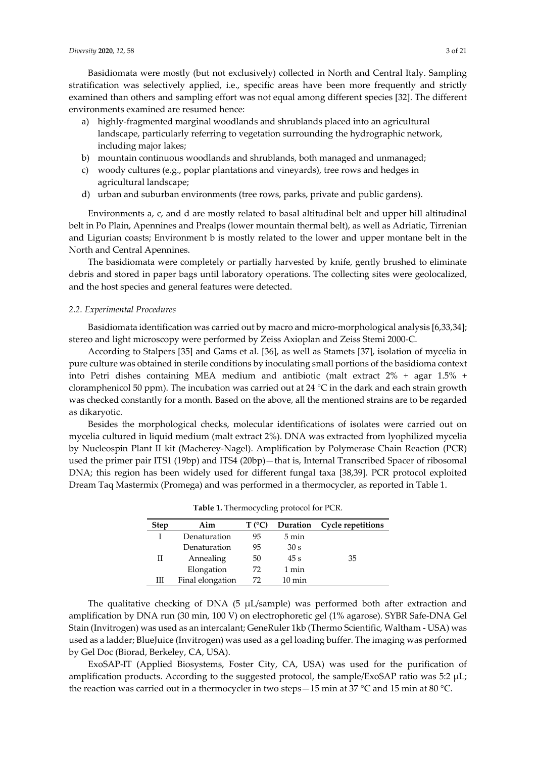Basidiomata were mostly (but not exclusively) collected in North and Central Italy. Sampling stratification was selectively applied, i.e., specific areas have been more frequently and strictly examined than others and sampling effort was not equal among different species [32]. The different environments examined are resumed hence:

a) highly-fragmented marginal woodlands and shrublands placed into an agricultural landscape, particularly referring to vegetation surrounding the hydrographic network, including major lakes;
b) mountain continuous woodlands and shrublands, both managed and unmanaged;
c) woody cultures (e.g., poplar plantations and vineyards), tree rows and hedges in agricultural landscape;
d) urban and suburban environments (tree rows, parks, private and public gardens).

Environments a, c, and d are mostly related to basal altitudinal belt and upper hill altitudinal belt in Po Plain, Apennines and Prealps (lower mountain thermal belt), as well as Adriatic, Tirrenian and Ligurian coasts; Environment b is mostly related to the lower and upper montane belt in the North and Central Apennines.

The basidiomata were completely or partially harvested by knife, gently brushed to eliminate debris and stored in paper bags until laboratory operations. The collecting sites were geolocalized, and the host species and general features were detected.

### 2.2. Experimental Procedures

Basidiomata identification was carried out by macro and micro-morphological analysis [6,33,34]; stereo and light microscopy were performed by Zeiss Axioplan and Zeiss Stemi 2000-C.

According to Stalpers [35] and Gams et al. [36], as well as Stamets [37], isolation of mycelia in pure culture was obtained in sterile conditions by inoculating small portions of the basidioma context into Petri dishes containing MEA medium and antibiotic (malt extract 2% + agar 1.5% + cloramphenicol 50 ppm). The incubation was carried out at 24 °C in the dark and each strain growth was checked constantly for a month. Based on the above, all the mentioned strains are to be regarded as dikaryotic.

Besides the morphological checks, molecular identifications of isolates were carried out on mycelia cultured in liquid medium (malt extract 2%). DNA was extracted from lyophilized mycelia by Nucleospin Plant II kit (Macherey-Nagel). Amplification by Polymerase Chain Reaction (PCR) used the primer pair ITS1 (19bp) and ITS4 (20bp)—that is, Internal Transcribed Spacer of ribosomal DNA; this region has been widely used for different fungal taxa [38,39]. PCR protocol exploited Dream Taq Mastermix (Promega) and was performed in a thermocycler, as reported in Table 1.

**Table 1.** Thermocycling protocol for PCR.

| Step | Aim | T (°C) | Duration | Cycle repetitions |
|---|---|---|---|---|
| I | Denaturation | 95 | 5 min | |
| | Denaturation | 95 | 30 s | |
| II | Annealing | 50 | 45 s | 35 |
| | Elongation | 72 | 1 min | |
| III | Final elongation | 72 | 10 min | |

The qualitative checking of DNA (5 μL/sample) was performed both after extraction and amplification by DNA run (30 min, 100 V) on electrophoretic gel (1% agarose). SYBR Safe-DNA Gel Stain (Invitrogen) was used as an intercalant; GeneRuler 1kb (Thermo Scientific, Waltham - USA) was used as a ladder; BlueJuice (Invitrogen) was used as a gel loading buffer. The imaging was performed by Gel Doc (Biorad, Berkeley, CA, USA).

ExoSAP-IT (Applied Biosystems, Foster City, CA, USA) was used for the purification of amplification products. According to the suggested protocol, the sample/ExoSAP ratio was 5:2 μL; the reaction was carried out in a thermocycler in two steps—15 min at 37 °C and 15 min at 80 °C.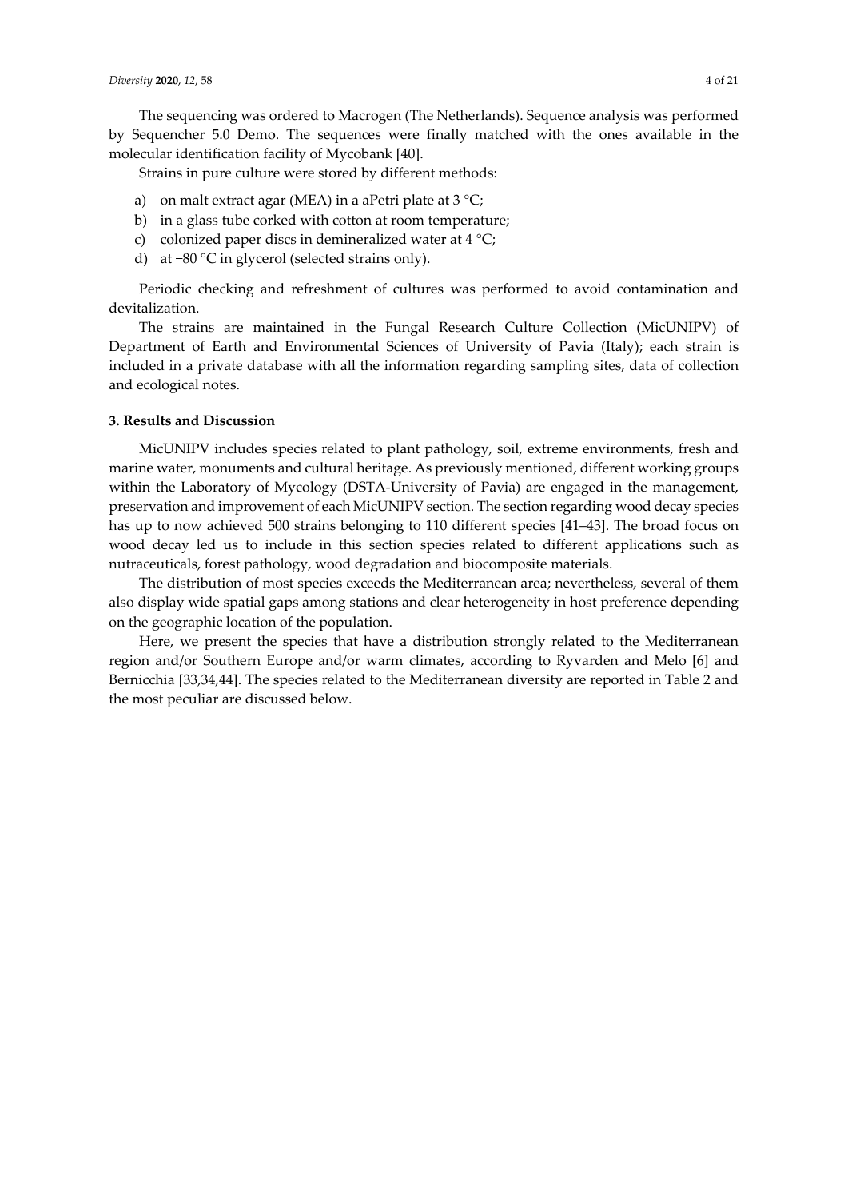The sequencing was ordered to Macrogen (The Netherlands). Sequence analysis was performed by Sequencher 5.0 Demo. The sequences were finally matched with the ones available in the molecular identification facility of Mycobank [40].

Strains in pure culture were stored by different methods:

a) on malt extract agar (MEA) in a aPetri plate at 3 °C;
b) in a glass tube corked with cotton at room temperature;
c) colonized paper discs in demineralized water at 4 °C;
d) at −80 °C in glycerol (selected strains only).

Periodic checking and refreshment of cultures was performed to avoid contamination and devitalization.

The strains are maintained in the Fungal Research Culture Collection (MicUNIPV) of Department of Earth and Environmental Sciences of University of Pavia (Italy); each strain is included in a private database with all the information regarding sampling sites, data of collection and ecological notes.

## 3. Results and Discussion

MicUNIPV includes species related to plant pathology, soil, extreme environments, fresh and marine water, monuments and cultural heritage. As previously mentioned, different working groups within the Laboratory of Mycology (DSTA-University of Pavia) are engaged in the management, preservation and improvement of each MicUNIPV section. The section regarding wood decay species has up to now achieved 500 strains belonging to 110 different species [41–43]. The broad focus on wood decay led us to include in this section species related to different applications such as nutraceuticals, forest pathology, wood degradation and biocomposite materials.

The distribution of most species exceeds the Mediterranean area; nevertheless, several of them also display wide spatial gaps among stations and clear heterogeneity in host preference depending on the geographic location of the population.

Here, we present the species that have a distribution strongly related to the Mediterranean region and/or Southern Europe and/or warm climates, according to Ryvarden and Melo [6] and Bernicchia [33,34,44]. The species related to the Mediterranean diversity are reported in Table 2 and the most peculiar are discussed below.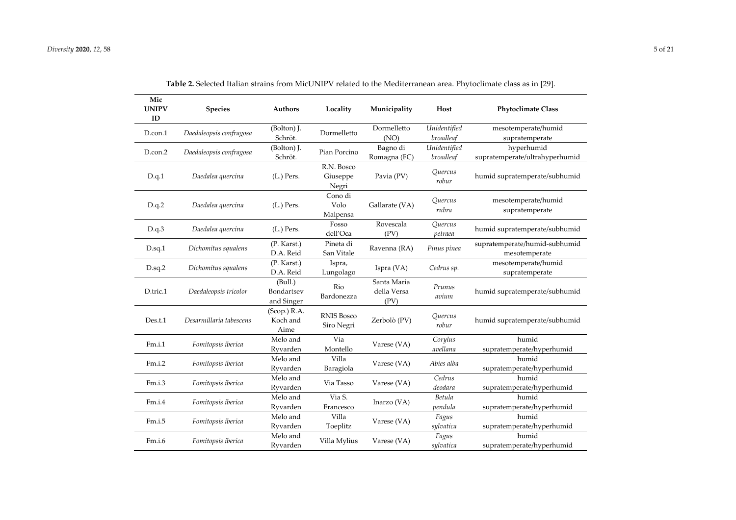**Table 2.** Selected Italian strains from MicUNIPV related to the Mediterranean area. Phytoclimate class as in [29].

| Mic UNIPV ID | Species | Authors | Locality | Municipality | Host | Phytoclimate Class |
|---|---|---|---|---|---|---|
| D.con.1 | *Daedaleopsis confragosa* | (Bolton) J. Schröt. | Dormelletto | Dormelletto (NO) | *Unidentified broadleaf* | mesotemperate/humid supratemperate |
| D.con.2 | *Daedaleopsis confragosa* | (Bolton) J. Schröt. | Pian Porcino | Bagno di Romagna (FC) | *Unidentified broadleaf* | hyperhumid supratemperate/ultrahyperhumid |
| D.q.1 | *Daedalea quercina* | (L.) Pers. | R.N. Bosco Giuseppe Negri | Pavia (PV) | *Quercus robur* | humid supratemperate/subhumid |
| D.q.2 | *Daedalea quercina* | (L.) Pers. | Cono di Volo Malpensa | Gallarate (VA) | *Quercus rubra* | mesotemperate/humid supratemperate |
| D.q.3 | *Daedalea quercina* | (L.) Pers. | Fosso dell'Oca | Rovescala (PV) | *Quercus petraea* | humid supratemperate/subhumid |
| D.sq.1 | *Dichomitus squalens* | (P. Karst.) D.A. Reid | Pineta di San Vitale | Ravenna (RA) | *Pinus pinea* | supratemperate/humid-subhumid mesotemperate |
| D.sq.2 | *Dichomitus squalens* | (P. Karst.) D.A. Reid | Ispra, Lungolago | Ispra (VA) | *Cedrus sp.* | mesotemperate/humid supratemperate |
| D.tric.1 | *Daedaleopsis tricolor* | (Bull.) Bondartsev and Singer | Rio Bardonezza | Santa Maria della Versa (PV) | *Prunus avium* | humid supratemperate/subhumid |
| Des.t.1 | *Desarmillaria tabescens* | (Scop.) R.A. Koch and Aime | RNIS Bosco Siro Negri | Zerbolò (PV) | *Quercus robur* | humid supratemperate/subhumid |
| Fm.i.1 | *Fomitopsis iberica* | Melo and Ryvarden | Via Montello | Varese (VA) | *Corylus avellana* | humid supratemperate/hyperhumid |
| Fm.i.2 | *Fomitopsis iberica* | Melo and Ryvarden | Villa Baragiola | Varese (VA) | *Abies alba* | humid supratemperate/hyperhumid |
| Fm.i.3 | *Fomitopsis iberica* | Melo and Ryvarden | Via Tasso | Varese (VA) | *Cedrus deodara* | humid supratemperate/hyperhumid |
| Fm.i.4 | *Fomitopsis iberica* | Melo and Ryvarden | Via S. Francesco | Inarzo (VA) | *Betula pendula* | humid supratemperate/hyperhumid |
| Fm.i.5 | *Fomitopsis iberica* | Melo and Ryvarden | Villa Toeplitz | Varese (VA) | *Fagus sylvatica* | humid supratemperate/hyperhumid |
| Fm.i.6 | *Fomitopsis iberica* | Melo and Ryvarden | Villa Mylius | Varese (VA) | *Fagus sylvatica* | humid supratemperate/hyperhumid |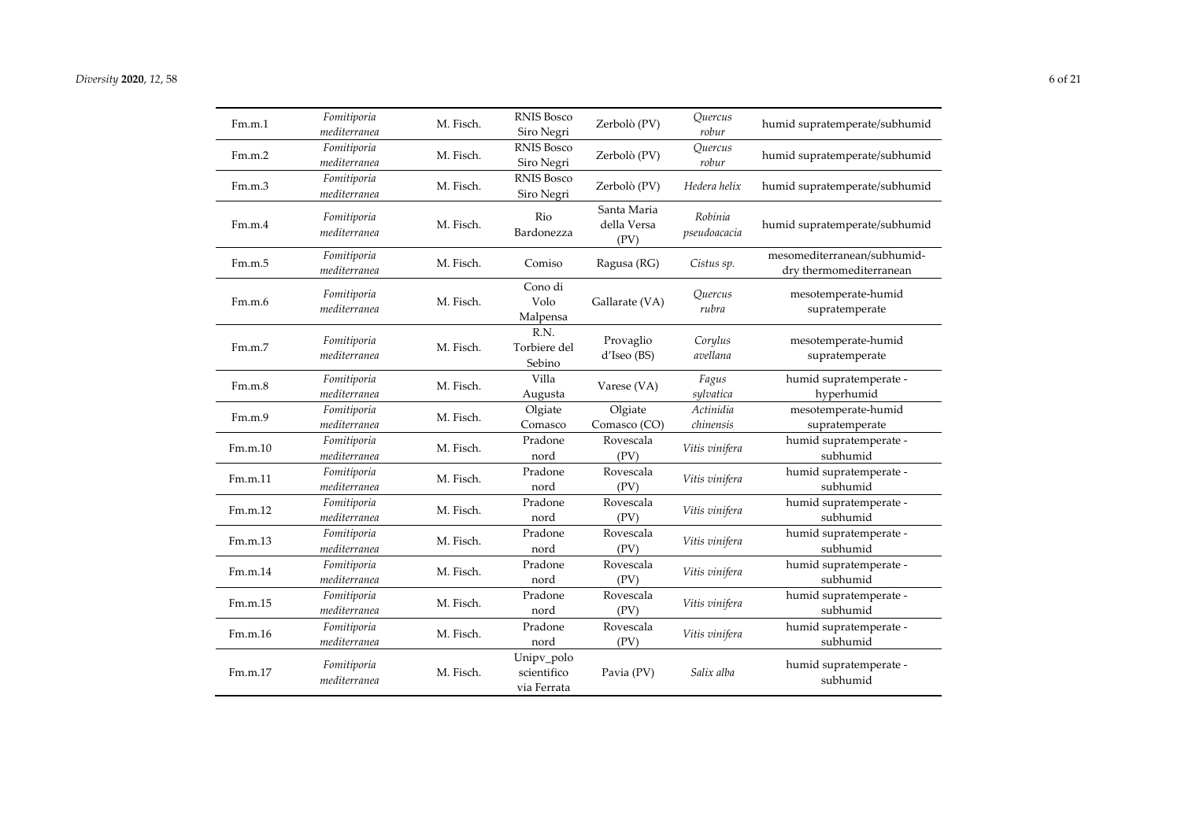| | | | | | | |
|---|---|---|---|---|---|---|
| Fm.m.1 | *Fomitiporia mediterranea* | M. Fisch. | RNIS Bosco Siro Negri | Zerbolò (PV) | *Quercus robur* | humid supratemperate/subhumid |
| Fm.m.2 | *Fomitiporia mediterranea* | M. Fisch. | RNIS Bosco Siro Negri | Zerbolò (PV) | *Quercus robur* | humid supratemperate/subhumid |
| Fm.m.3 | *Fomitiporia mediterranea* | M. Fisch. | RNIS Bosco Siro Negri | Zerbolò (PV) | *Hedera helix* | humid supratemperate/subhumid |
| Fm.m.4 | *Fomitiporia mediterranea* | M. Fisch. | Rio Bardonezza | Santa Maria della Versa (PV) | *Robinia pseudoacacia* | humid supratemperate/subhumid |
| Fm.m.5 | *Fomitiporia mediterranea* | M. Fisch. | Comiso | Ragusa (RG) | *Cistus sp.* | mesomediterranean/subhumid-dry thermomediterranean |
| Fm.m.6 | *Fomitiporia mediterranea* | M. Fisch. | Cono di Volo Malpensa | Gallarate (VA) | *Quercus rubra* | mesotemperate-humid supratemperate |
| Fm.m.7 | *Fomitiporia mediterranea* | M. Fisch. | R.N. Torbiere del Sebino | Provaglio d'Iseo (BS) | *Corylus avellana* | mesotemperate-humid supratemperate |
| Fm.m.8 | *Fomitiporia mediterranea* | M. Fisch. | Villa Augusta | Varese (VA) | *Fagus sylvatica* | humid supratemperate - hyperhumid |
| Fm.m.9 | *Fomitiporia mediterranea* | M. Fisch. | Olgiate Comasco | Olgiate Comasco (CO) | *Actinidia chinensis* | mesotemperate-humid supratemperate |
| Fm.m.10 | *Fomitiporia mediterranea* | M. Fisch. | Pradone nord | Rovescala (PV) | *Vitis vinifera* | humid supratemperate - subhumid |
| Fm.m.11 | *Fomitiporia mediterranea* | M. Fisch. | Pradone nord | Rovescala (PV) | *Vitis vinifera* | humid supratemperate - subhumid |
| Fm.m.12 | *Fomitiporia mediterranea* | M. Fisch. | Pradone nord | Rovescala (PV) | *Vitis vinifera* | humid supratemperate - subhumid |
| Fm.m.13 | *Fomitiporia mediterranea* | M. Fisch. | Pradone nord | Rovescala (PV) | *Vitis vinifera* | humid supratemperate - subhumid |
| Fm.m.14 | *Fomitiporia mediterranea* | M. Fisch. | Pradone nord | Rovescala (PV) | *Vitis vinifera* | humid supratemperate - subhumid |
| Fm.m.15 | *Fomitiporia mediterranea* | M. Fisch. | Pradone nord | Rovescala (PV) | *Vitis vinifera* | humid supratemperate - subhumid |
| Fm.m.16 | *Fomitiporia mediterranea* | M. Fisch. | Pradone nord | Rovescala (PV) | *Vitis vinifera* | humid supratemperate - subhumid |
| Fm.m.17 | *Fomitiporia mediterranea* | M. Fisch. | Unipv_polo scientifico via Ferrata | Pavia (PV) | *Salix alba* | humid supratemperate - subhumid |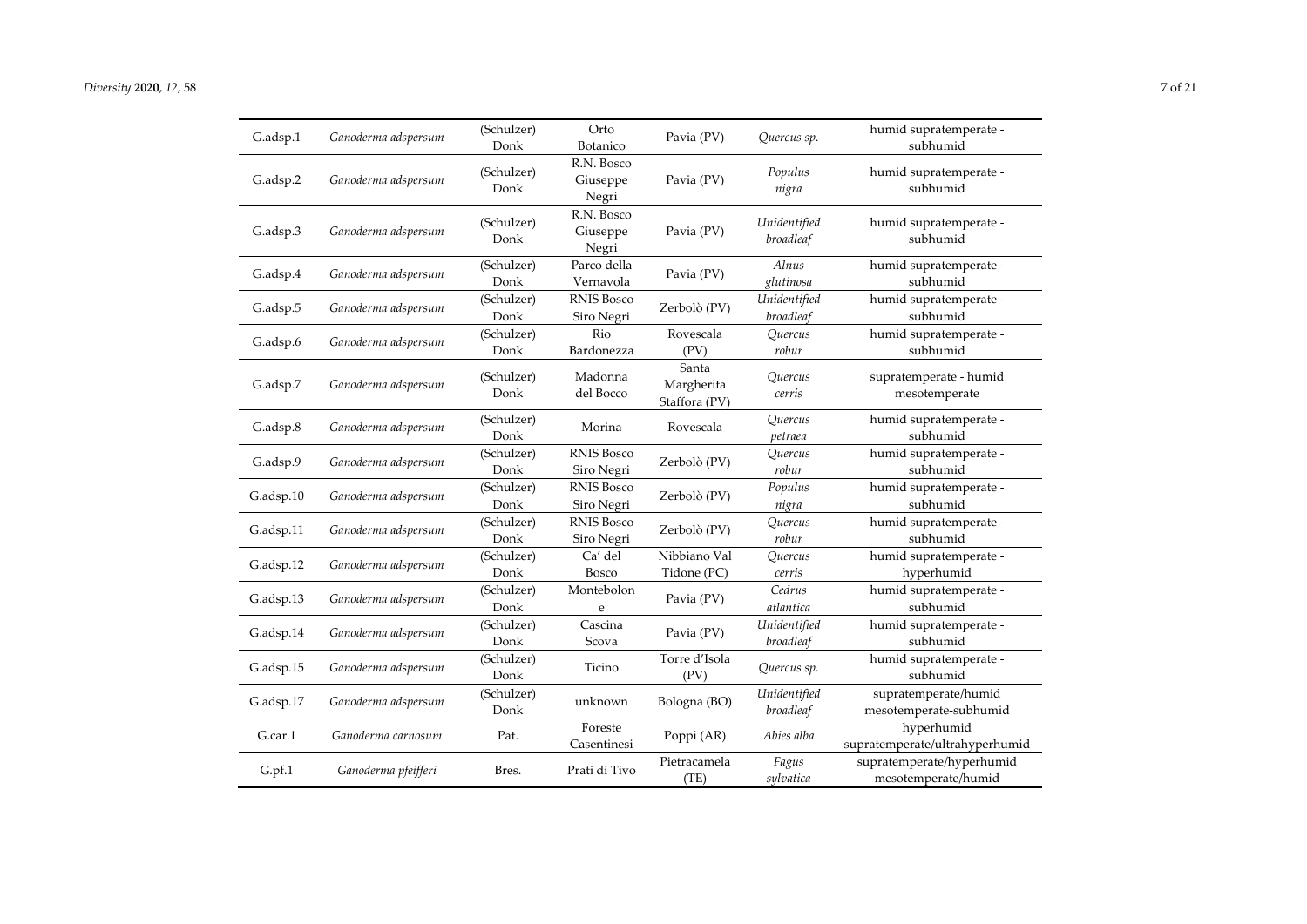| G.adsp.1 | *Ganoderma adspersum* | (Schulzer) Donk | Orto Botanico | Pavia (PV) | *Quercus sp.* | humid supratemperate - subhumid |
|---|---|---|---|---|---|---|
| G.adsp.2 | *Ganoderma adspersum* | (Schulzer) Donk | R.N. Bosco Giuseppe Negri | Pavia (PV) | *Populus nigra* | humid supratemperate - subhumid |
| G.adsp.3 | *Ganoderma adspersum* | (Schulzer) Donk | R.N. Bosco Giuseppe Negri | Pavia (PV) | *Unidentified broadleaf* | humid supratemperate - subhumid |
| G.adsp.4 | *Ganoderma adspersum* | (Schulzer) Donk | Parco della Vernavola | Pavia (PV) | *Alnus glutinosa* | humid supratemperate - subhumid |
| G.adsp.5 | *Ganoderma adspersum* | (Schulzer) Donk | RNIS Bosco Siro Negri | Zerbolò (PV) | *Unidentified broadleaf* | humid supratemperate - subhumid |
| G.adsp.6 | *Ganoderma adspersum* | (Schulzer) Donk | Rio Bardonezza | Rovescala (PV) | *Quercus robur* | humid supratemperate - subhumid |
| G.adsp.7 | *Ganoderma adspersum* | (Schulzer) Donk | Madonna del Bocco | Santa Margherita Staffora (PV) | *Quercus cerris* | supratemperate - humid mesotemperate |
| G.adsp.8 | *Ganoderma adspersum* | (Schulzer) Donk | Morina | Rovescala | *Quercus petraea* | humid supratemperate - subhumid |
| G.adsp.9 | *Ganoderma adspersum* | (Schulzer) Donk | RNIS Bosco Siro Negri | Zerbolò (PV) | *Quercus robur* | humid supratemperate - subhumid |
| G.adsp.10 | *Ganoderma adspersum* | (Schulzer) Donk | RNIS Bosco Siro Negri | Zerbolò (PV) | *Populus nigra* | humid supratemperate - subhumid |
| G.adsp.11 | *Ganoderma adspersum* | (Schulzer) Donk | RNIS Bosco Siro Negri | Zerbolò (PV) | *Quercus robur* | humid supratemperate - subhumid |
| G.adsp.12 | *Ganoderma adspersum* | (Schulzer) Donk | Ca' del Bosco | Nibbiano Val Tidone (PC) | *Quercus cerris* | humid supratemperate - hyperhumid |
| G.adsp.13 | *Ganoderma adspersum* | (Schulzer) Donk | Montebolone | Pavia (PV) | *Cedrus atlantica* | humid supratemperate - subhumid |
| G.adsp.14 | *Ganoderma adspersum* | (Schulzer) Donk | Cascina Scova | Pavia (PV) | *Unidentified broadleaf* | humid supratemperate - subhumid |
| G.adsp.15 | *Ganoderma adspersum* | (Schulzer) Donk | Ticino | Torre d'Isola (PV) | *Quercus sp.* | humid supratemperate - subhumid |
| G.adsp.17 | *Ganoderma adspersum* | (Schulzer) Donk | unknown | Bologna (BO) | *Unidentified broadleaf* | supratemperate/humid mesotemperate-subhumid |
| G.car.1 | *Ganoderma carnosum* | Pat. | Foreste Casentinesi | Poppi (AR) | *Abies alba* | hyperhumid supratemperate/ultrahyperhumid |
| G.pf.1 | *Ganoderma pfeifferi* | Bres. | Prati di Tivo | Pietracamela (TE) | *Fagus sylvatica* | supratemperate/hyperhumid mesotemperate/humid |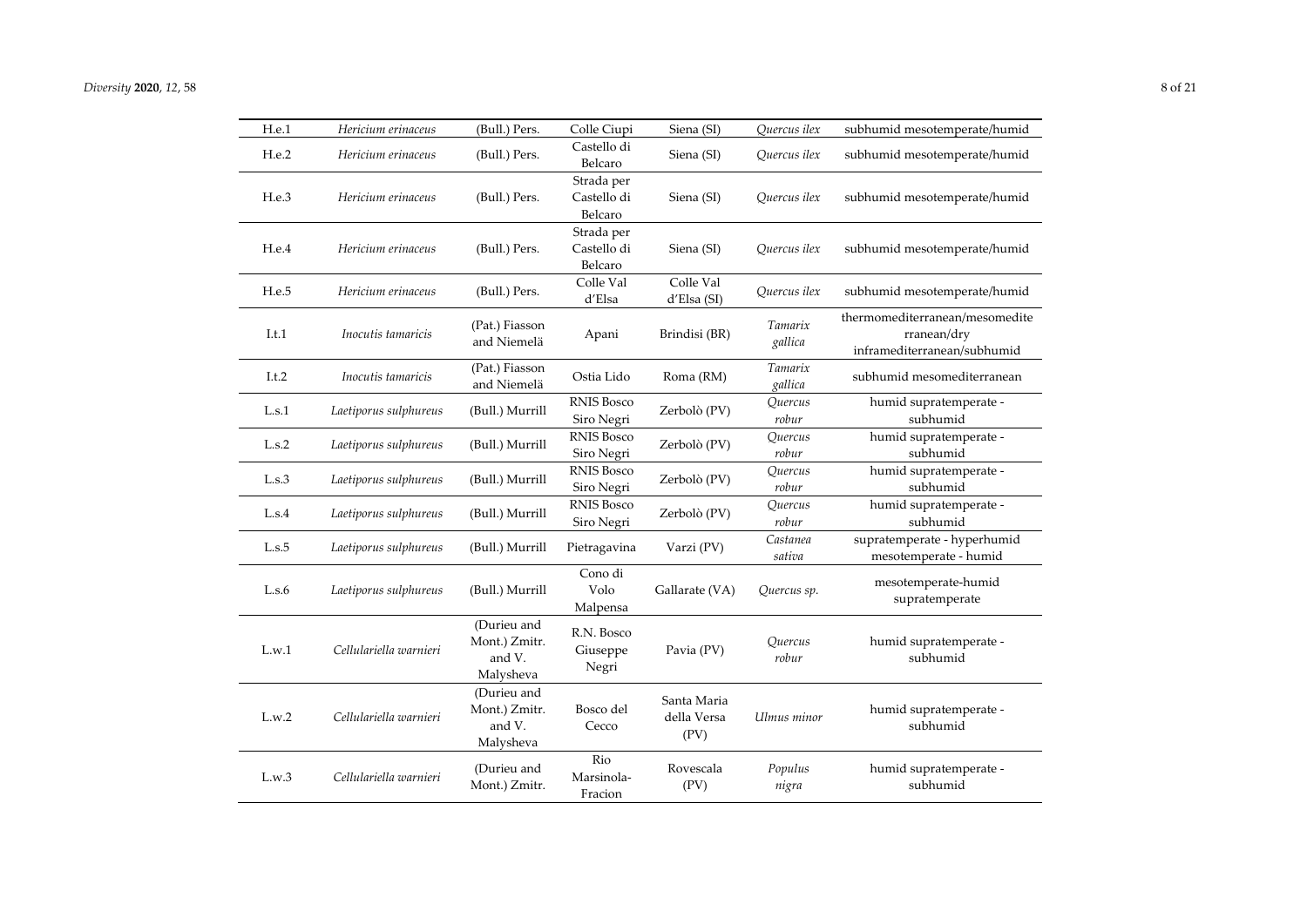| H.e.1 | *Hericium erinaceus* | (Bull.) Pers. | Colle Ciupi | Siena (SI) | *Quercus ilex* | subhumid mesotemperate/humid |
|---|---|---|---|---|---|---|
| H.e.2 | *Hericium erinaceus* | (Bull.) Pers. | Castello di Belcaro | Siena (SI) | *Quercus ilex* | subhumid mesotemperate/humid |
| H.e.3 | *Hericium erinaceus* | (Bull.) Pers. | Strada per Castello di Belcaro | Siena (SI) | *Quercus ilex* | subhumid mesotemperate/humid |
| H.e.4 | *Hericium erinaceus* | (Bull.) Pers. | Strada per Castello di Belcaro | Siena (SI) | *Quercus ilex* | subhumid mesotemperate/humid |
| H.e.5 | *Hericium erinaceus* | (Bull.) Pers. | Colle Val d'Elsa | Colle Val d'Elsa (SI) | *Quercus ilex* | subhumid mesotemperate/humid |
| I.t.1 | *Inocutis tamaricis* | (Pat.) Fiasson and Niemelä | Apani | Brindisi (BR) | *Tamarix gallica* | thermomediterranean/mesomediterranean/dry inframediterranean/subhumid |
| I.t.2 | *Inocutis tamaricis* | (Pat.) Fiasson and Niemelä | Ostia Lido | Roma (RM) | *Tamarix gallica* | subhumid mesomediterranean |
| L.s.1 | *Laetiporus sulphureus* | (Bull.) Murrill | RNIS Bosco Siro Negri | Zerbolò (PV) | *Quercus robur* | humid supratemperate - subhumid |
| L.s.2 | *Laetiporus sulphureus* | (Bull.) Murrill | RNIS Bosco Siro Negri | Zerbolò (PV) | *Quercus robur* | humid supratemperate - subhumid |
| L.s.3 | *Laetiporus sulphureus* | (Bull.) Murrill | RNIS Bosco Siro Negri | Zerbolò (PV) | *Quercus robur* | humid supratemperate - subhumid |
| L.s.4 | *Laetiporus sulphureus* | (Bull.) Murrill | RNIS Bosco Siro Negri | Zerbolò (PV) | *Quercus robur* | humid supratemperate - subhumid |
| L.s.5 | *Laetiporus sulphureus* | (Bull.) Murrill | Pietragavina | Varzi (PV) | *Castanea sativa* | supratemperate - hyperhumid mesotemperate - humid |
| L.s.6 | *Laetiporus sulphureus* | (Bull.) Murrill | Cono di Volo Malpensa | Gallarate (VA) | *Quercus sp.* | mesotemperate-humid supratemperate |
| L.w.1 | *Cellulariella warnieri* | (Durieu and Mont.) Zmitr. and V. Malysheva | R.N. Bosco Giuseppe Negri | Pavia (PV) | *Quercus robur* | humid supratemperate - subhumid |
| L.w.2 | *Cellulariella warnieri* | (Durieu and Mont.) Zmitr. and V. Malysheva | Bosco del Cecco | Santa Maria della Versa (PV) | *Ulmus minor* | humid supratemperate - subhumid |
| L.w.3 | *Cellulariella warnieri* | (Durieu and Mont.) Zmitr. | Rio Marsinola-Fracion | Rovescala (PV) | *Populus nigra* | humid supratemperate - subhumid |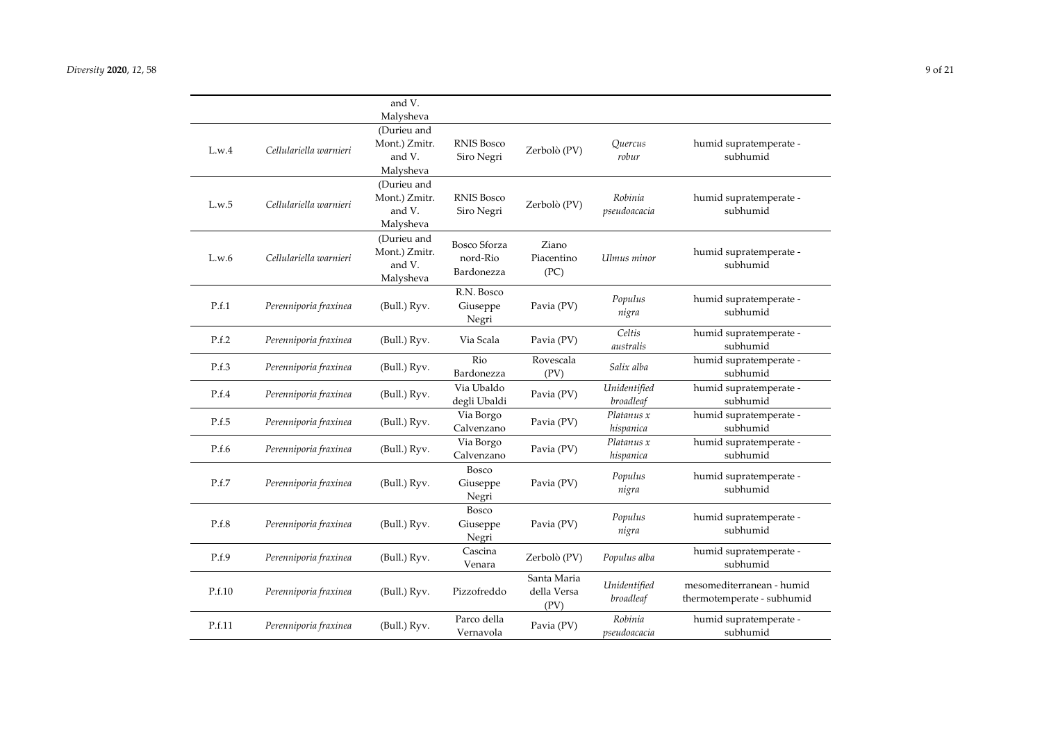|  |  | and V. Malysheva |  |  |  |  |
| --- | --- | --- | --- | --- | --- | --- |
| L.w.4 | *Cellulariella warnieri* | (Durieu and Mont.) Zmitr. and V. Malysheva | RNIS Bosco Siro Negri | Zerbolò (PV) | *Quercus robur* | humid supratemperate - subhumid |
| L.w.5 | *Cellulariella warnieri* | (Durieu and Mont.) Zmitr. and V. Malysheva | RNIS Bosco Siro Negri | Zerbolò (PV) | *Robinia pseudoacacia* | humid supratemperate - subhumid |
| L.w.6 | *Cellulariella warnieri* | (Durieu and Mont.) Zmitr. and V. Malysheva | Bosco Sforza nord-Rio Bardonezza | Ziano Piacentino (PC) | *Ulmus minor* | humid supratemperate - subhumid |
| P.f.1 | *Perenniporia fraxinea* | (Bull.) Ryv. | R.N. Bosco Giuseppe Negri | Pavia (PV) | *Populus nigra* | humid supratemperate - subhumid |
| P.f.2 | *Perenniporia fraxinea* | (Bull.) Ryv. | Via Scala | Pavia (PV) | *Celtis australis* | humid supratemperate - subhumid |
| P.f.3 | *Perenniporia fraxinea* | (Bull.) Ryv. | Rio Bardonezza | Rovescala (PV) | *Salix alba* | humid supratemperate - subhumid |
| P.f.4 | *Perenniporia fraxinea* | (Bull.) Ryv. | Via Ubaldo degli Ubaldi | Pavia (PV) | *Unidentified broadleaf* | humid supratemperate - subhumid |
| P.f.5 | *Perenniporia fraxinea* | (Bull.) Ryv. | Via Borgo Calvenzano | Pavia (PV) | *Platanus x hispanica* | humid supratemperate - subhumid |
| P.f.6 | *Perenniporia fraxinea* | (Bull.) Ryv. | Via Borgo Calvenzano | Pavia (PV) | *Platanus x hispanica* | humid supratemperate - subhumid |
| P.f.7 | *Perenniporia fraxinea* | (Bull.) Ryv. | Bosco Giuseppe Negri | Pavia (PV) | *Populus nigra* | humid supratemperate - subhumid |
| P.f.8 | *Perenniporia fraxinea* | (Bull.) Ryv. | Bosco Giuseppe Negri | Pavia (PV) | *Populus nigra* | humid supratemperate - subhumid |
| P.f.9 | *Perenniporia fraxinea* | (Bull.) Ryv. | Cascina Venara | Zerbolò (PV) | *Populus alba* | humid supratemperate - subhumid |
| P.f.10 | *Perenniporia fraxinea* | (Bull.) Ryv. | Pizzofreddo | Santa Maria della Versa (PV) | *Unidentified broadleaf* | mesomediterranean - humid thermotemperate - subhumid |
| P.f.11 | *Perenniporia fraxinea* | (Bull.) Ryv. | Parco della Vernavola | Pavia (PV) | *Robinia pseudoacacia* | humid supratemperate - subhumid |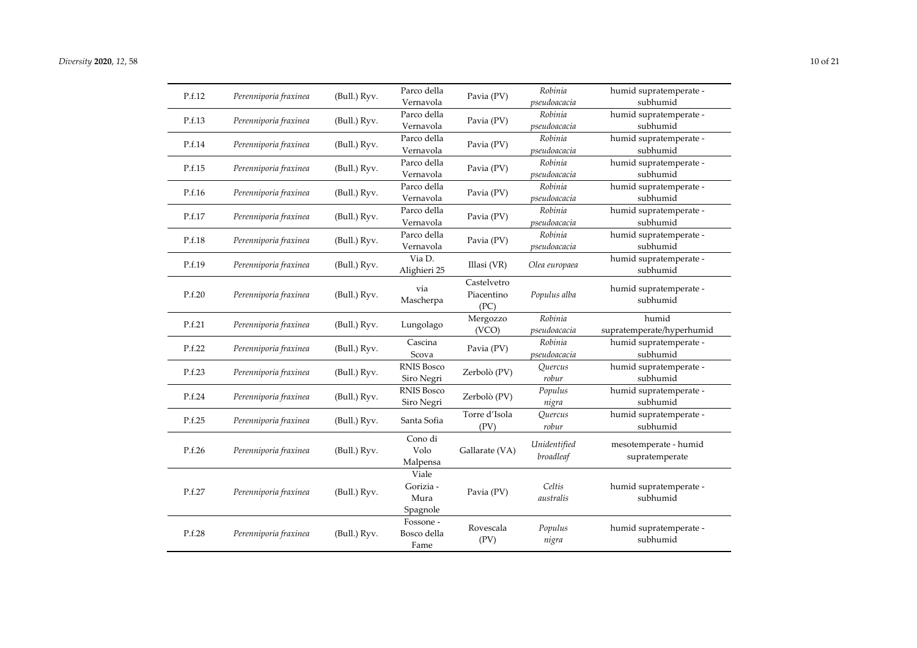| P.f.12 | *Perenniporia fraxinea* | (Bull.) Ryv. | Parco della Vernavola | Pavia (PV) | *Robinia pseudoacacia* | humid supratemperate - subhumid |
|---|---|---|---|---|---|---|
| P.f.13 | *Perenniporia fraxinea* | (Bull.) Ryv. | Parco della Vernavola | Pavia (PV) | *Robinia pseudoacacia* | humid supratemperate - subhumid |
| P.f.14 | *Perenniporia fraxinea* | (Bull.) Ryv. | Parco della Vernavola | Pavia (PV) | *Robinia pseudoacacia* | humid supratemperate - subhumid |
| P.f.15 | *Perenniporia fraxinea* | (Bull.) Ryv. | Parco della Vernavola | Pavia (PV) | *Robinia pseudoacacia* | humid supratemperate - subhumid |
| P.f.16 | *Perenniporia fraxinea* | (Bull.) Ryv. | Parco della Vernavola | Pavia (PV) | *Robinia pseudoacacia* | humid supratemperate - subhumid |
| P.f.17 | *Perenniporia fraxinea* | (Bull.) Ryv. | Parco della Vernavola | Pavia (PV) | *Robinia pseudoacacia* | humid supratemperate - subhumid |
| P.f.18 | *Perenniporia fraxinea* | (Bull.) Ryv. | Parco della Vernavola | Pavia (PV) | *Robinia pseudoacacia* | humid supratemperate - subhumid |
| P.f.19 | *Perenniporia fraxinea* | (Bull.) Ryv. | Via D. Alighieri 25 | Illasi (VR) | *Olea europaea* | humid supratemperate - subhumid |
| P.f.20 | *Perenniporia fraxinea* | (Bull.) Ryv. | via Mascherpa | Castelvetro Piacentino (PC) | *Populus alba* | humid supratemperate - subhumid |
| P.f.21 | *Perenniporia fraxinea* | (Bull.) Ryv. | Lungolago | Mergozzo (VCO) | *Robinia pseudoacacia* | humid supratemperate/hyperhumid |
| P.f.22 | *Perenniporia fraxinea* | (Bull.) Ryv. | Cascina Scova | Pavia (PV) | *Robinia pseudoacacia* | humid supratemperate - subhumid |
| P.f.23 | *Perenniporia fraxinea* | (Bull.) Ryv. | RNIS Bosco Siro Negri | Zerbolò (PV) | *Quercus robur* | humid supratemperate - subhumid |
| P.f.24 | *Perenniporia fraxinea* | (Bull.) Ryv. | RNIS Bosco Siro Negri | Zerbolò (PV) | *Populus nigra* | humid supratemperate - subhumid |
| P.f.25 | *Perenniporia fraxinea* | (Bull.) Ryv. | Santa Sofia | Torre d'Isola (PV) | *Quercus robur* | humid supratemperate - subhumid |
| P.f.26 | *Perenniporia fraxinea* | (Bull.) Ryv. | Cono di Volo Malpensa | Gallarate (VA) | *Unidentified broadleaf* | mesotemperate - humid supratemperate |
| P.f.27 | *Perenniporia fraxinea* | (Bull.) Ryv. | Viale Gorizia - Mura Spagnole | Pavia (PV) | *Celtis australis* | humid supratemperate - subhumid |
| P.f.28 | *Perenniporia fraxinea* | (Bull.) Ryv. | Fossone - Bosco della Fame | Rovescala (PV) | *Populus nigra* | humid supratemperate - subhumid |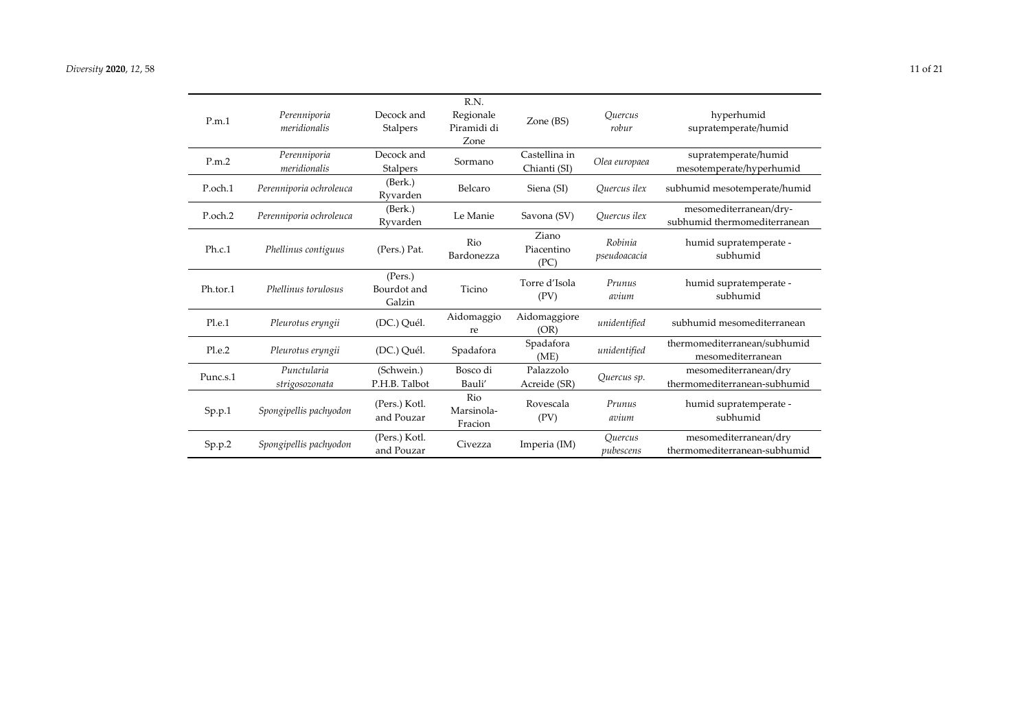| | | | | | | |
|---|---|---|---|---|---|---|
| P.m.1 | *Perenniporia meridionalis* | Decock and Stalpers | R.N. Regionale Piramidi di Zone | Zone (BS) | *Quercus robur* | hyperhumid supratemperate/humid |
| P.m.2 | *Perenniporia meridionalis* | Decock and Stalpers | Sormano | Castellina in Chianti (SI) | *Olea europaea* | supratemperate/humid mesotemperate/hyperhumid |
| P.och.1 | *Perenniporia ochroleuca* | (Berk.) Ryvarden | Belcaro | Siena (SI) | *Quercus ilex* | subhumid mesotemperate/humid |
| P.och.2 | *Perenniporia ochroleuca* | (Berk.) Ryvarden | Le Manie | Savona (SV) | *Quercus ilex* | mesomediterranean/dry-subhumid thermomediterranean |
| Ph.c.1 | *Phellinus contiguus* | (Pers.) Pat. | Rio Bardonezza | Ziano Piacentino (PC) | *Robinia pseudoacacia* | humid supratemperate - subhumid |
| Ph.tor.1 | *Phellinus torulosus* | (Pers.) Bourdot and Galzin | Ticino | Torre d'Isola (PV) | *Prunus avium* | humid supratemperate - subhumid |
| Pl.e.1 | *Pleurotus eryngii* | (DC.) Quél. | Aidomaggiore | Aidomaggiore (OR) | *unidentified* | subhumid mesomediterranean |
| Pl.e.2 | *Pleurotus eryngii* | (DC.) Quél. | Spadafora | Spadafora (ME) | *unidentified* | thermomediterranean/subhumid mesomediterranean |
| Punc.s.1 | *Punctularia strigosozonata* | (Schwein.) P.H.B. Talbot | Bosco di Bauli' | Palazzolo Acreide (SR) | *Quercus sp.* | mesomediterranean/dry thermomediterranean-subhumid |
| Sp.p.1 | *Spongipellis pachyodon* | (Pers.) Kotl. and Pouzar | Rio Marsinola-Fracion | Rovescala (PV) | *Prunus avium* | humid supratemperate - subhumid |
| Sp.p.2 | *Spongipellis pachyodon* | (Pers.) Kotl. and Pouzar | Civezza | Imperia (IM) | *Quercus pubescens* | mesomediterranean/dry thermomediterranean-subhumid |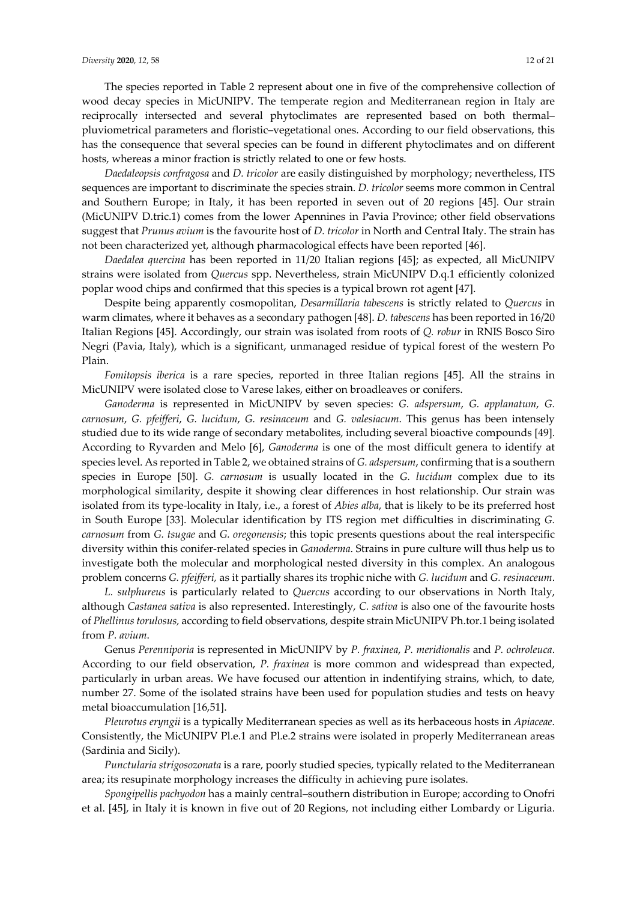The species reported in Table 2 represent about one in five of the comprehensive collection of wood decay species in MicUNIPV. The temperate region and Mediterranean region in Italy are reciprocally intersected and several phytoclimates are represented based on both thermal–pluviometrical parameters and floristic–vegetational ones. According to our field observations, this has the consequence that several species can be found in different phytoclimates and on different hosts, whereas a minor fraction is strictly related to one or few hosts.

*Daedaleopsis confragosa* and *D. tricolor* are easily distinguished by morphology; nevertheless, ITS sequences are important to discriminate the species strain. *D. tricolor* seems more common in Central and Southern Europe; in Italy, it has been reported in seven out of 20 regions [45]. Our strain (MicUNIPV D.tric.1) comes from the lower Apennines in Pavia Province; other field observations suggest that *Prunus avium* is the favourite host of *D. tricolor* in North and Central Italy. The strain has not been characterized yet, although pharmacological effects have been reported [46].

*Daedalea quercina* has been reported in 11/20 Italian regions [45]; as expected, all MicUNIPV strains were isolated from *Quercus* spp. Nevertheless, strain MicUNIPV D.q.1 efficiently colonized poplar wood chips and confirmed that this species is a typical brown rot agent [47].

Despite being apparently cosmopolitan, *Desarmillaria tabescens* is strictly related to *Quercus* in warm climates, where it behaves as a secondary pathogen [48]. *D. tabescens* has been reported in 16/20 Italian Regions [45]. Accordingly, our strain was isolated from roots of *Q. robur* in RNIS Bosco Siro Negri (Pavia, Italy), which is a significant, unmanaged residue of typical forest of the western Po Plain.

*Fomitopsis iberica* is a rare species, reported in three Italian regions [45]. All the strains in MicUNIPV were isolated close to Varese lakes, either on broadleaves or conifers.

*Ganoderma* is represented in MicUNIPV by seven species: *G. adspersum*, *G. applanatum*, *G. carnosum*, *G. pfeifferi*, *G. lucidum*, *G. resinaceum* and *G. valesiacum*. This genus has been intensely studied due to its wide range of secondary metabolites, including several bioactive compounds [49]. According to Ryvarden and Melo [6], *Ganoderma* is one of the most difficult genera to identify at species level. As reported in Table 2, we obtained strains of *G. adspersum*, confirming that is a southern species in Europe [50]. *G. carnosum* is usually located in the *G. lucidum* complex due to its morphological similarity, despite it showing clear differences in host relationship. Our strain was isolated from its type-locality in Italy, i.e., a forest of *Abies alba*, that is likely to be its preferred host in South Europe [33]. Molecular identification by ITS region met difficulties in discriminating *G. carnosum* from *G. tsugae* and *G. oregonensis*; this topic presents questions about the real interspecific diversity within this conifer-related species in *Ganoderma*. Strains in pure culture will thus help us to investigate both the molecular and morphological nested diversity in this complex. An analogous problem concerns *G. pfeifferi,* as it partially shares its trophic niche with *G. lucidum* and *G. resinaceum*.

*L. sulphureus* is particularly related to *Quercus* according to our observations in North Italy, although *Castanea sativa* is also represented. Interestingly, *C. sativa* is also one of the favourite hosts of *Phellinus torulosus,* according to field observations, despite strain MicUNIPV Ph.tor.1 being isolated from *P. avium*.

Genus *Perenniporia* is represented in MicUNIPV by *P. fraxinea*, *P. meridionalis* and *P. ochroleuca*. According to our field observation, *P. fraxinea* is more common and widespread than expected, particularly in urban areas. We have focused our attention in indentifying strains, which, to date, number 27. Some of the isolated strains have been used for population studies and tests on heavy metal bioaccumulation [16,51].

*Pleurotus eryngii* is a typically Mediterranean species as well as its herbaceous hosts in *Apiaceae*. Consistently, the MicUNIPV Pl.e.1 and Pl.e.2 strains were isolated in properly Mediterranean areas (Sardinia and Sicily).

*Punctularia strigosozonata* is a rare, poorly studied species, typically related to the Mediterranean area; its resupinate morphology increases the difficulty in achieving pure isolates.

*Spongipellis pachyodon* has a mainly central–southern distribution in Europe; according to Onofri et al. [45], in Italy it is known in five out of 20 Regions, not including either Lombardy or Liguria.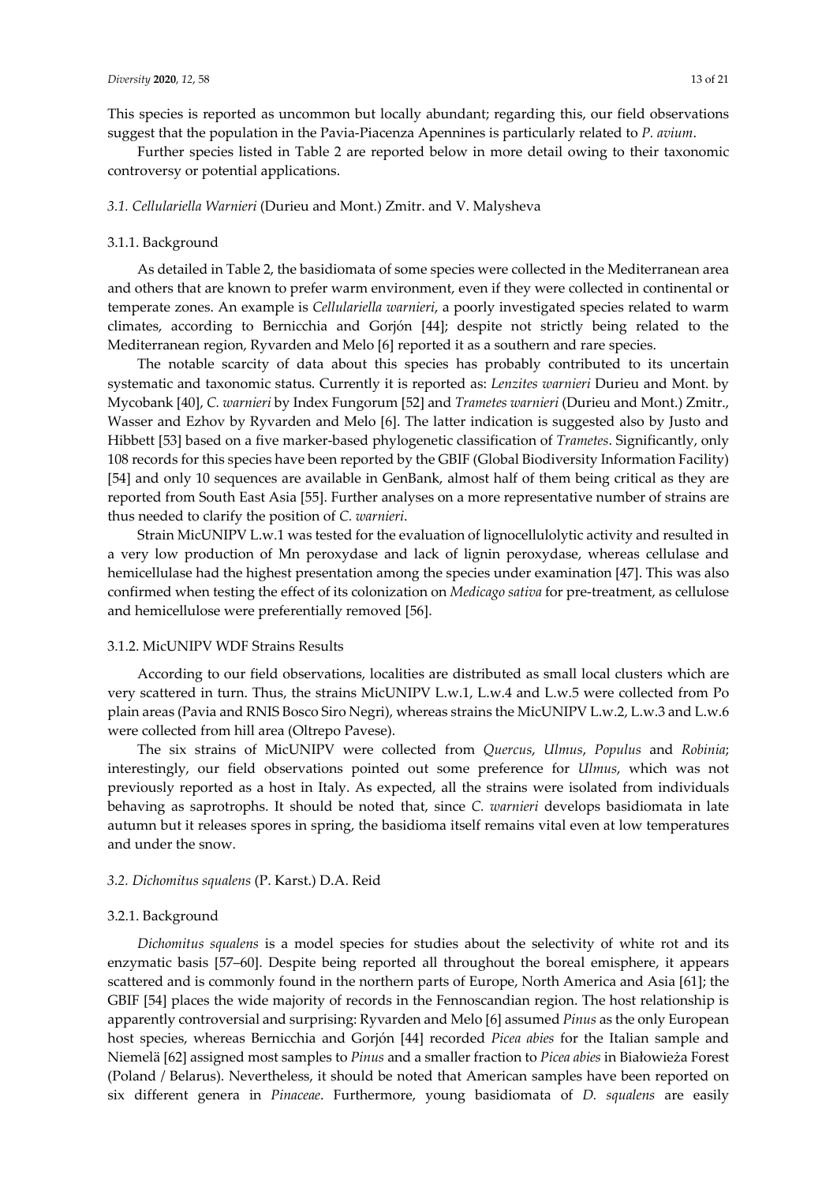This species is reported as uncommon but locally abundant; regarding this, our field observations suggest that the population in the Pavia-Piacenza Apennines is particularly related to *P. avium*.

Further species listed in Table 2 are reported below in more detail owing to their taxonomic controversy or potential applications.

### *3.1. Cellulariella Warnieri* (Durieu and Mont.) Zmitr. and V. Malysheva

#### 3.1.1. Background

As detailed in Table 2, the basidiomata of some species were collected in the Mediterranean area and others that are known to prefer warm environment, even if they were collected in continental or temperate zones. An example is *Cellulariella warnieri*, a poorly investigated species related to warm climates, according to Bernicchia and Gorjón [44]; despite not strictly being related to the Mediterranean region, Ryvarden and Melo [6] reported it as a southern and rare species.

The notable scarcity of data about this species has probably contributed to its uncertain systematic and taxonomic status. Currently it is reported as: *Lenzites warnieri* Durieu and Mont. by Mycobank [40], *C. warnieri* by Index Fungorum [52] and *Trametes warnieri* (Durieu and Mont.) Zmitr., Wasser and Ezhov by Ryvarden and Melo [6]. The latter indication is suggested also by Justo and Hibbett [53] based on a five marker-based phylogenetic classification of *Trametes*. Significantly, only 108 records for this species have been reported by the GBIF (Global Biodiversity Information Facility) [54] and only 10 sequences are available in GenBank, almost half of them being critical as they are reported from South East Asia [55]. Further analyses on a more representative number of strains are thus needed to clarify the position of *C. warnieri*.

Strain MicUNIPV L.w.1 was tested for the evaluation of lignocellulolytic activity and resulted in a very low production of Mn peroxydase and lack of lignin peroxydase, whereas cellulase and hemicellulase had the highest presentation among the species under examination [47]. This was also confirmed when testing the effect of its colonization on *Medicago sativa* for pre-treatment, as cellulose and hemicellulose were preferentially removed [56].

#### 3.1.2. MicUNIPV WDF Strains Results

According to our field observations, localities are distributed as small local clusters which are very scattered in turn. Thus, the strains MicUNIPV L.w.1, L.w.4 and L.w.5 were collected from Po plain areas (Pavia and RNIS Bosco Siro Negri), whereas strains the MicUNIPV L.w.2, L.w.3 and L.w.6 were collected from hill area (Oltrepo Pavese).

The six strains of MicUNIPV were collected from *Quercus*, *Ulmus*, *Populus* and *Robinia*; interestingly, our field observations pointed out some preference for *Ulmus*, which was not previously reported as a host in Italy. As expected, all the strains were isolated from individuals behaving as saprotrophs. It should be noted that, since *C. warnieri* develops basidiomata in late autumn but it releases spores in spring, the basidioma itself remains vital even at low temperatures and under the snow.

### *3.2. Dichomitus squalens* (P. Karst.) D.A. Reid

#### 3.2.1. Background

*Dichomitus squalens* is a model species for studies about the selectivity of white rot and its enzymatic basis [57–60]. Despite being reported all throughout the boreal emisphere, it appears scattered and is commonly found in the northern parts of Europe, North America and Asia [61]; the GBIF [54] places the wide majority of records in the Fennoscandian region. The host relationship is apparently controversial and surprising: Ryvarden and Melo [6] assumed *Pinus* as the only European host species, whereas Bernicchia and Gorjón [44] recorded *Picea abies* for the Italian sample and Niemelä [62] assigned most samples to *Pinus* and a smaller fraction to *Picea abies* in Białowieża Forest (Poland / Belarus). Nevertheless, it should be noted that American samples have been reported on six different genera in *Pinaceae*. Furthermore, young basidiomata of *D. squalens* are easily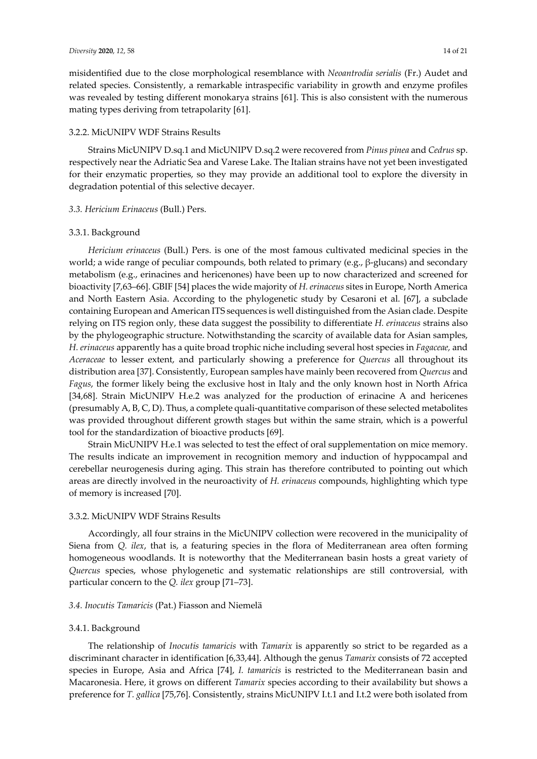misidentified due to the close morphological resemblance with *Neoantrodia serialis* (Fr.) Audet and related species. Consistently, a remarkable intraspecific variability in growth and enzyme profiles was revealed by testing different monokarya strains [61]. This is also consistent with the numerous mating types deriving from tetrapolarity [61].

#### 3.2.2. MicUNIPV WDF Strains Results

Strains MicUNIPV D.sq.1 and MicUNIPV D.sq.2 were recovered from *Pinus pinea* and *Cedrus* sp. respectively near the Adriatic Sea and Varese Lake. The Italian strains have not yet been investigated for their enzymatic properties, so they may provide an additional tool to explore the diversity in degradation potential of this selective decayer.

### 3.3. *Hericium Erinaceus* (Bull.) Pers.

#### 3.3.1. Background

*Hericium erinaceus* (Bull.) Pers. is one of the most famous cultivated medicinal species in the world; a wide range of peculiar compounds, both related to primary (e.g., β-glucans) and secondary metabolism (e.g., erinacines and hericenones) have been up to now characterized and screened for bioactivity [7,63–66]. GBIF [54] places the wide majority of *H. erinaceus* sites in Europe, North America and North Eastern Asia. According to the phylogenetic study by Cesaroni et al. [67], a subclade containing European and American ITS sequences is well distinguished from the Asian clade. Despite relying on ITS region only, these data suggest the possibility to differentiate *H. erinaceus* strains also by the phylogeographic structure. Notwithstanding the scarcity of available data for Asian samples, *H. erinaceus* apparently has a quite broad trophic niche including several host species in *Fagaceae,* and *Aceraceae* to lesser extent, and particularly showing a preference for *Quercus* all throughout its distribution area [37]. Consistently, European samples have mainly been recovered from *Quercus* and *Fagus*, the former likely being the exclusive host in Italy and the only known host in North Africa [34,68]. Strain MicUNIPV H.e.2 was analyzed for the production of erinacine A and hericenes (presumably A, B, C, D). Thus, a complete quali-quantitative comparison of these selected metabolites was provided throughout different growth stages but within the same strain, which is a powerful tool for the standardization of bioactive products [69].

Strain MicUNIPV H.e.1 was selected to test the effect of oral supplementation on mice memory. The results indicate an improvement in recognition memory and induction of hyppocampal and cerebellar neurogenesis during aging. This strain has therefore contributed to pointing out which areas are directly involved in the neuroactivity of *H. erinaceus* compounds, highlighting which type of memory is increased [70].

#### 3.3.2. MicUNIPV WDF Strains Results

Accordingly, all four strains in the MicUNIPV collection were recovered in the municipality of Siena from *Q. ilex*, that is, a featuring species in the flora of Mediterranean area often forming homogeneous woodlands. It is noteworthy that the Mediterranean basin hosts a great variety of *Quercus* species, whose phylogenetic and systematic relationships are still controversial, with particular concern to the *Q. ilex* group [71–73].

### 3.4. *Inocutis Tamaricis* (Pat.) Fiasson and Niemelä

#### 3.4.1. Background

The relationship of *Inocutis tamaricis* with *Tamarix* is apparently so strict to be regarded as a discriminant character in identification [6,33,44]. Although the genus *Tamarix* consists of 72 accepted species in Europe, Asia and Africa [74], *I. tamaricis* is restricted to the Mediterranean basin and Macaronesia. Here, it grows on different *Tamarix* species according to their availability but shows a preference for *T. gallica* [75,76]. Consistently, strains MicUNIPV I.t.1 and I.t.2 were both isolated from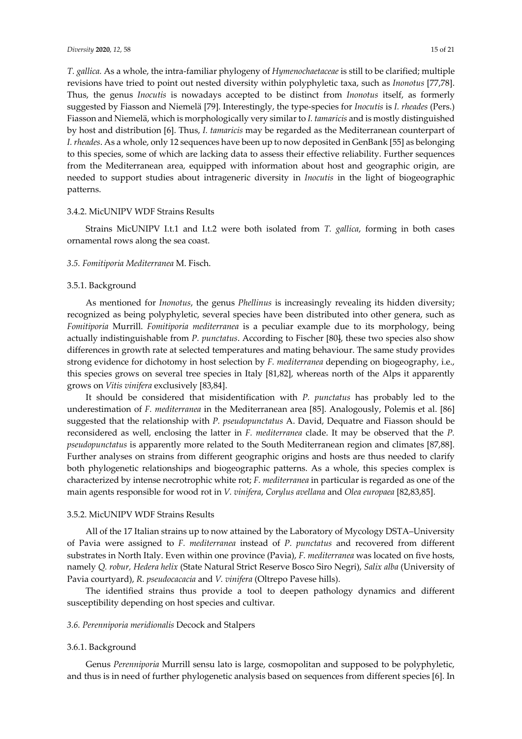*T. gallica.* As a whole, the intra-familiar phylogeny of *Hymenochaetaceae* is still to be clarified; multiple revisions have tried to point out nested diversity within polyphyletic taxa, such as *Inonotus* [77,78]. Thus, the genus *Inocutis* is nowadays accepted to be distinct from *Inonotus* itself, as formerly suggested by Fiasson and Niemelä [79]. Interestingly, the type-species for *Inocutis* is *I. rheades* (Pers.) Fiasson and Niemelä, which is morphologically very similar to *I. tamaricis* and is mostly distinguished by host and distribution [6]. Thus, *I. tamaricis* may be regarded as the Mediterranean counterpart of *I. rheades*. As a whole, only 12 sequences have been up to now deposited in GenBank [55] as belonging to this species, some of which are lacking data to assess their effective reliability. Further sequences from the Mediterranean area, equipped with information about host and geographic origin, are needed to support studies about intrageneric diversity in *Inocutis* in the light of biogeographic patterns.

#### 3.4.2. MicUNIPV WDF Strains Results

Strains MicUNIPV I.t.1 and I.t.2 were both isolated from *T. gallica*, forming in both cases ornamental rows along the sea coast.

### *3.5. Fomitiporia Mediterranea* M. Fisch.

#### 3.5.1. Background

As mentioned for *Inonotus*, the genus *Phellinus* is increasingly revealing its hidden diversity; recognized as being polyphyletic, several species have been distributed into other genera, such as *Fomitiporia* Murrill. *Fomitiporia mediterranea* is a peculiar example due to its morphology, being actually indistinguishable from *P. punctatus*. According to Fischer [80], these two species also show differences in growth rate at selected temperatures and mating behaviour. The same study provides strong evidence for dichotomy in host selection by *F. mediterranea* depending on biogeography, i.e., this species grows on several tree species in Italy [81,82], whereas north of the Alps it apparently grows on *Vitis vinifera* exclusively [83,84].

It should be considered that misidentification with *P. punctatus* has probably led to the underestimation of *F. mediterranea* in the Mediterranean area [85]. Analogously, Polemis et al. [86] suggested that the relationship with *P. pseudopunctatus* A. David, Dequatre and Fiasson should be reconsidered as well, enclosing the latter in *F. mediterranea* clade. It may be observed that the *P. pseudopunctatus* is apparently more related to the South Mediterranean region and climates [87,88]. Further analyses on strains from different geographic origins and hosts are thus needed to clarify both phylogenetic relationships and biogeographic patterns. As a whole, this species complex is characterized by intense necrotrophic white rot; *F. mediterranea* in particular is regarded as one of the main agents responsible for wood rot in *V. vinifera*, *Corylus avellana* and *Olea europaea* [82,83,85].

#### 3.5.2. MicUNIPV WDF Strains Results

All of the 17 Italian strains up to now attained by the Laboratory of Mycology DSTA–University of Pavia were assigned to *F. mediterranea* instead of *P. punctatus* and recovered from different substrates in North Italy. Even within one province (Pavia), *F. mediterranea* was located on five hosts, namely *Q. robur*, *Hedera helix* (State Natural Strict Reserve Bosco Siro Negri), *Salix alba* (University of Pavia courtyard), *R. pseudocacacia* and *V. vinifera* (Oltrepo Pavese hills).

The identified strains thus provide a tool to deepen pathology dynamics and different susceptibility depending on host species and cultivar.

### *3.6. Perenniporia meridionalis* Decock and Stalpers

#### 3.6.1. Background

Genus *Perenniporia* Murrill sensu lato is large, cosmopolitan and supposed to be polyphyletic, and thus is in need of further phylogenetic analysis based on sequences from different species [6]. In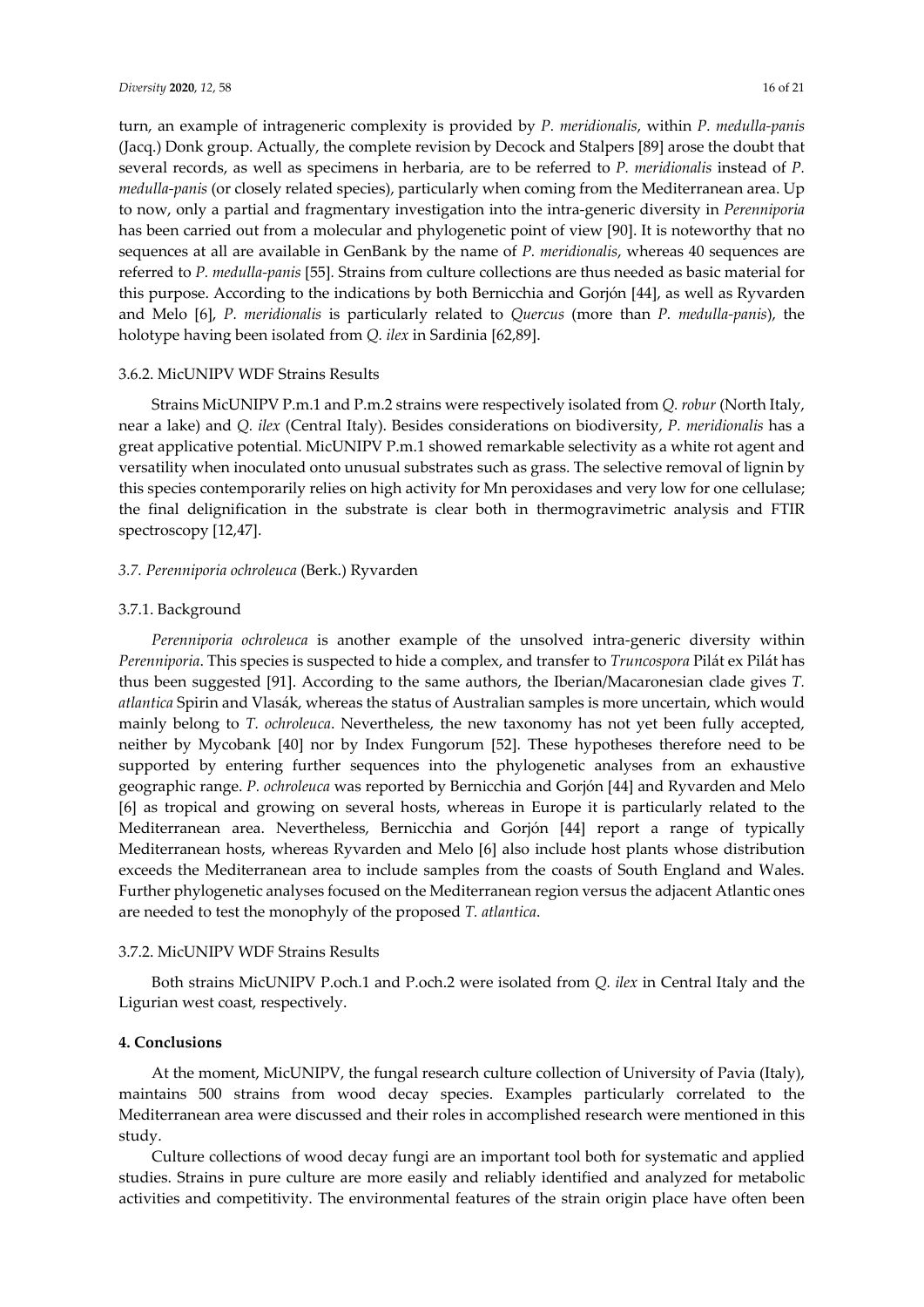turn, an example of intrageneric complexity is provided by *P. meridionalis*, within *P. medulla-panis* (Jacq.) Donk group. Actually, the complete revision by Decock and Stalpers [89] arose the doubt that several records, as well as specimens in herbaria, are to be referred to *P. meridionalis* instead of *P. medulla-panis* (or closely related species), particularly when coming from the Mediterranean area. Up to now, only a partial and fragmentary investigation into the intra-generic diversity in *Perenniporia* has been carried out from a molecular and phylogenetic point of view [90]. It is noteworthy that no sequences at all are available in GenBank by the name of *P. meridionalis*, whereas 40 sequences are referred to *P. medulla-panis* [55]. Strains from culture collections are thus needed as basic material for this purpose. According to the indications by both Bernicchia and Gorjón [44], as well as Ryvarden and Melo [6], *P. meridionalis* is particularly related to *Quercus* (more than *P. medulla-panis*), the holotype having been isolated from *Q. ilex* in Sardinia [62,89].

#### 3.6.2. MicUNIPV WDF Strains Results

Strains MicUNIPV P.m.1 and P.m.2 strains were respectively isolated from *Q. robur* (North Italy, near a lake) and *Q. ilex* (Central Italy). Besides considerations on biodiversity, *P. meridionalis* has a great applicative potential. MicUNIPV P.m.1 showed remarkable selectivity as a white rot agent and versatility when inoculated onto unusual substrates such as grass. The selective removal of lignin by this species contemporarily relies on high activity for Mn peroxidases and very low for one cellulase; the final delignification in the substrate is clear both in thermogravimetric analysis and FTIR spectroscopy [12,47].

### *3.7. Perenniporia ochroleuca* (Berk.) Ryvarden

#### 3.7.1. Background

*Perenniporia ochroleuca* is another example of the unsolved intra-generic diversity within *Perenniporia*. This species is suspected to hide a complex, and transfer to *Truncospora* Pilát ex Pilát has thus been suggested [91]. According to the same authors, the Iberian/Macaronesian clade gives *T. atlantica* Spirin and Vlasák, whereas the status of Australian samples is more uncertain, which would mainly belong to *T. ochroleuca*. Nevertheless, the new taxonomy has not yet been fully accepted, neither by Mycobank [40] nor by Index Fungorum [52]. These hypotheses therefore need to be supported by entering further sequences into the phylogenetic analyses from an exhaustive geographic range. *P. ochroleuca* was reported by Bernicchia and Gorjón [44] and Ryvarden and Melo [6] as tropical and growing on several hosts, whereas in Europe it is particularly related to the Mediterranean area. Nevertheless, Bernicchia and Gorjón [44] report a range of typically Mediterranean hosts, whereas Ryvarden and Melo [6] also include host plants whose distribution exceeds the Mediterranean area to include samples from the coasts of South England and Wales. Further phylogenetic analyses focused on the Mediterranean region versus the adjacent Atlantic ones are needed to test the monophyly of the proposed *T. atlantica*.

#### 3.7.2. MicUNIPV WDF Strains Results

Both strains MicUNIPV P.och.1 and P.och.2 were isolated from *Q. ilex* in Central Italy and the Ligurian west coast, respectively.

## 4. Conclusions

At the moment, MicUNIPV, the fungal research culture collection of University of Pavia (Italy), maintains 500 strains from wood decay species. Examples particularly correlated to the Mediterranean area were discussed and their roles in accomplished research were mentioned in this study.

Culture collections of wood decay fungi are an important tool both for systematic and applied studies. Strains in pure culture are more easily and reliably identified and analyzed for metabolic activities and competitivity. The environmental features of the strain origin place have often been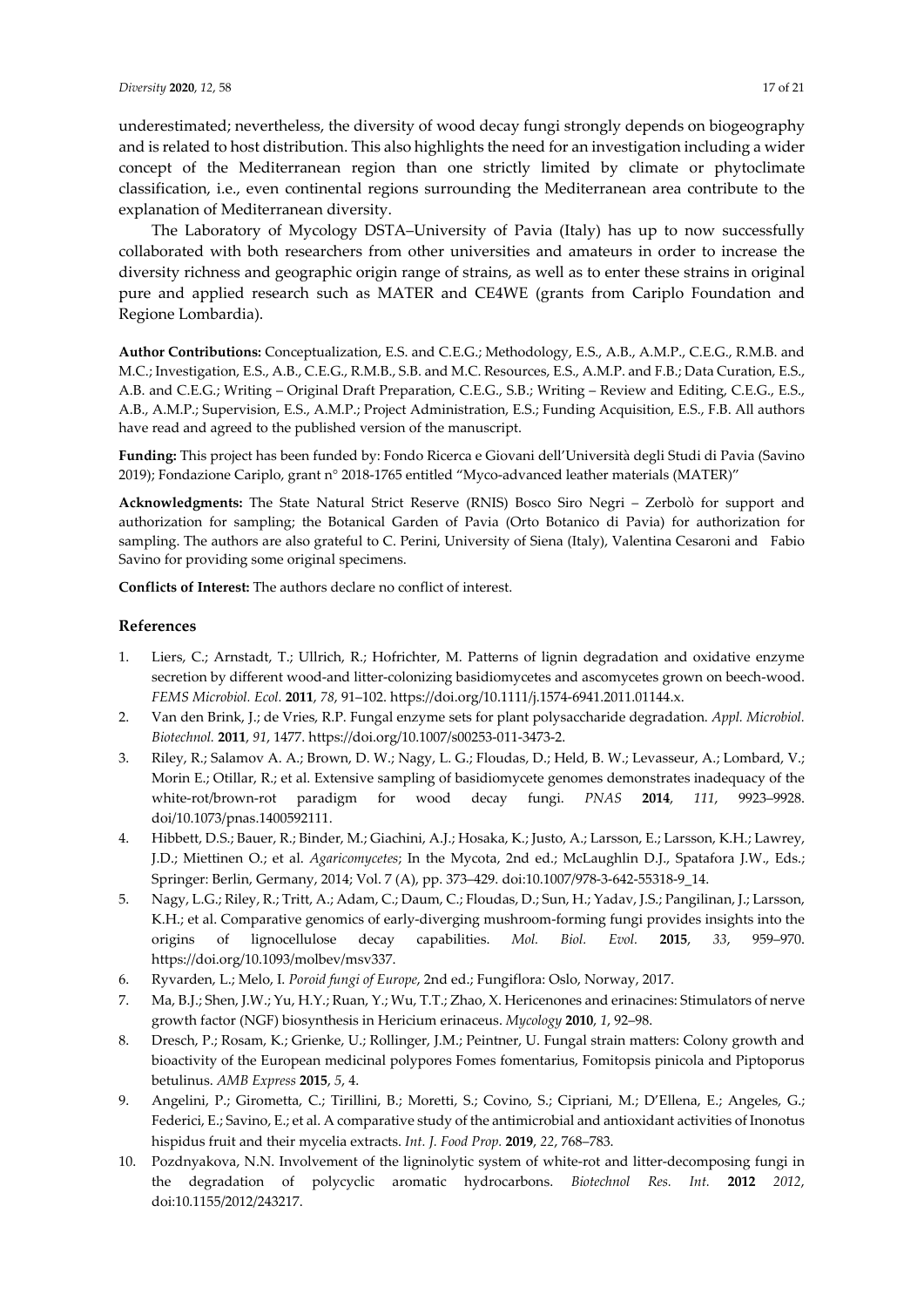underestimated; nevertheless, the diversity of wood decay fungi strongly depends on biogeography and is related to host distribution. This also highlights the need for an investigation including a wider concept of the Mediterranean region than one strictly limited by climate or phytoclimate classification, i.e., even continental regions surrounding the Mediterranean area contribute to the explanation of Mediterranean diversity.

The Laboratory of Mycology DSTA–University of Pavia (Italy) has up to now successfully collaborated with both researchers from other universities and amateurs in order to increase the diversity richness and geographic origin range of strains, as well as to enter these strains in original pure and applied research such as MATER and CE4WE (grants from Cariplo Foundation and Regione Lombardia).

**Author Contributions:** Conceptualization, E.S. and C.E.G.; Methodology, E.S., A.B., A.M.P., C.E.G., R.M.B. and M.C.; Investigation, E.S., A.B., C.E.G., R.M.B., S.B. and M.C. Resources, E.S., A.M.P. and F.B.; Data Curation, E.S., A.B. and C.E.G.; Writing – Original Draft Preparation, C.E.G., S.B.; Writing – Review and Editing, C.E.G., E.S., A.B., A.M.P.; Supervision, E.S., A.M.P.; Project Administration, E.S.; Funding Acquisition, E.S., F.B. All authors have read and agreed to the published version of the manuscript.

**Funding:** This project has been funded by: Fondo Ricerca e Giovani dell'Università degli Studi di Pavia (Savino 2019); Fondazione Cariplo, grant n° 2018-1765 entitled "Myco-advanced leather materials (MATER)"

**Acknowledgments:** The State Natural Strict Reserve (RNIS) Bosco Siro Negri – Zerbolò for support and authorization for sampling; the Botanical Garden of Pavia (Orto Botanico di Pavia) for authorization for sampling. The authors are also grateful to C. Perini, University of Siena (Italy), Valentina Cesaroni and Fabio Savino for providing some original specimens.

**Conflicts of Interest:** The authors declare no conflict of interest.

## References

1. Liers, C.; Arnstadt, T.; Ullrich, R.; Hofrichter, M. Patterns of lignin degradation and oxidative enzyme secretion by different wood-and litter-colonizing basidiomycetes and ascomycetes grown on beech-wood. *FEMS Microbiol. Ecol.* **2011**, *78*, 91–102. https://doi.org/10.1111/j.1574-6941.2011.01144.x.
2. Van den Brink, J.; de Vries, R.P. Fungal enzyme sets for plant polysaccharide degradation. *Appl. Microbiol. Biotechnol.* **2011**, *91*, 1477. https://doi.org/10.1007/s00253-011-3473-2.
3. Riley, R.; Salamov A. A.; Brown, D. W.; Nagy, L. G.; Floudas, D.; Held, B. W.; Levasseur, A.; Lombard, V.; Morin E.; Otillar, R.; et al. Extensive sampling of basidiomycete genomes demonstrates inadequacy of the white-rot/brown-rot paradigm for wood decay fungi. *PNAS* **2014**, *111*, 9923–9928. doi/10.1073/pnas.1400592111.
4. Hibbett, D.S.; Bauer, R.; Binder, M.; Giachini, A.J.; Hosaka, K.; Justo, A.; Larsson, E.; Larsson, K.H.; Lawrey, J.D.; Miettinen O.; et al. *Agaricomycetes*; In the Mycota, 2nd ed.; McLaughlin D.J., Spatafora J.W., Eds.; Springer: Berlin, Germany, 2014; Vol. 7 (A), pp. 373–429. doi:10.1007/978-3-642-55318-9_14.
5. Nagy, L.G.; Riley, R.; Tritt, A.; Adam, C.; Daum, C.; Floudas, D.; Sun, H.; Yadav, J.S.; Pangilinan, J.; Larsson, K.H.; et al. Comparative genomics of early-diverging mushroom-forming fungi provides insights into the origins of lignocellulose decay capabilities. *Mol. Biol. Evol.* **2015**, *33*, 959–970. https://doi.org/10.1093/molbev/msv337.
6. Ryvarden, L.; Melo, I. *Poroid fungi of Europe*, 2nd ed.; Fungiflora: Oslo, Norway, 2017.
7. Ma, B.J.; Shen, J.W.; Yu, H.Y.; Ruan, Y.; Wu, T.T.; Zhao, X. Hericenones and erinacines: Stimulators of nerve growth factor (NGF) biosynthesis in Hericium erinaceus. *Mycology* **2010**, *1*, 92–98.
8. Dresch, P.; Rosam, K.; Grienke, U.; Rollinger, J.M.; Peintner, U. Fungal strain matters: Colony growth and bioactivity of the European medicinal polypores Fomes fomentarius, Fomitopsis pinicola and Piptoporus betulinus. *AMB Express* **2015**, *5*, 4.
9. Angelini, P.; Girometta, C.; Tirillini, B.; Moretti, S.; Covino, S.; Cipriani, M.; D'Ellena, E.; Angeles, G.; Federici, E.; Savino, E.; et al. A comparative study of the antimicrobial and antioxidant activities of Inonotus hispidus fruit and their mycelia extracts. *Int. J. Food Prop.* **2019**, *22*, 768–783.
10. Pozdnyakova, N.N. Involvement of the ligninolytic system of white-rot and litter-decomposing fungi in the degradation of polycyclic aromatic hydrocarbons. *Biotechnol Res. Int.* **2012** *2012*, doi:10.1155/2012/243217.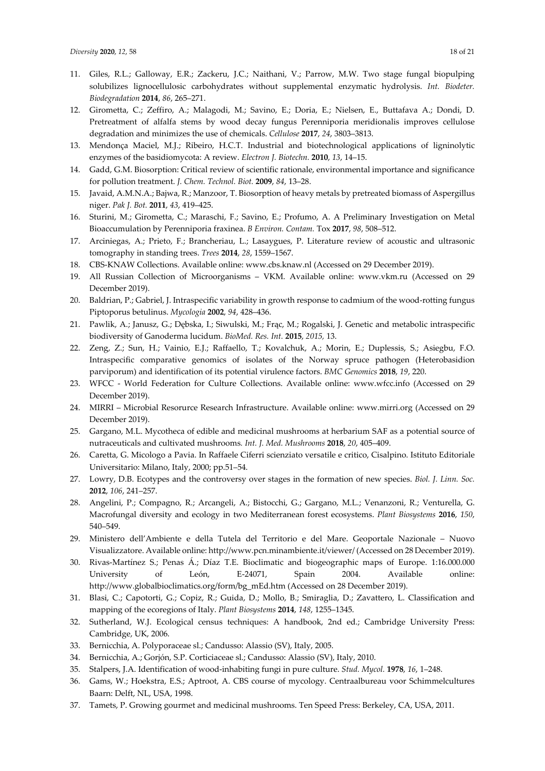11. Giles, R.L.; Galloway, E.R.; Zackeru, J.C.; Naithani, V.; Parrow, M.W. Two stage fungal biopulping solubilizes lignocellulosic carbohydrates without supplemental enzymatic hydrolysis. *Int. Biodeter. Biodegradation* **2014**, *86*, 265–271.
12. Girometta, C.; Zeffiro, A.; Malagodi, M.; Savino, E.; Doria, E.; Nielsen, E., Buttafava A.; Dondi, D. Pretreatment of alfalfa stems by wood decay fungus Perenniporia meridionalis improves cellulose degradation and minimizes the use of chemicals. *Cellulose* **2017**, *24*, 3803–3813.
13. Mendonça Maciel, M.J.; Ribeiro, H.C.T. Industrial and biotechnological applications of ligninolytic enzymes of the basidiomycota: A review. *Electron J. Biotechn.* **2010**, *13*, 14–15.
14. Gadd, G.M. Biosorption: Critical review of scientific rationale, environmental importance and significance for pollution treatment. *J. Chem. Technol. Biot.* **2009**, *84*, 13–28.
15. Javaid, A.M.N.A.; Bajwa, R.; Manzoor, T. Biosorption of heavy metals by pretreated biomass of Aspergillus niger. *Pak J. Bot.* **2011**, *43*, 419–425.
16. Sturini, M.; Girometta, C.; Maraschi, F.; Savino, E.; Profumo, A. A Preliminary Investigation on Metal Bioaccumulation by Perenniporia fraxinea. *B Environ. Contam.* Tox **2017**, *98*, 508–512.
17. Arciniegas, A.; Prieto, F.; Brancheriau, L.; Lasaygues, P. Literature review of acoustic and ultrasonic tomography in standing trees. *Trees* **2014**, *28*, 1559–1567.
18. CBS-KNAW Collections. Available online: www.cbs.knaw.nl (Accessed on 29 December 2019).
19. All Russian Collection of Microorganisms – VKM. Available online: www.vkm.ru (Accessed on 29 December 2019).
20. Baldrian, P.; Gabriel, J. Intraspecific variability in growth response to cadmium of the wood-rotting fungus Piptoporus betulinus. *Mycologia* **2002**, *94*, 428–436.
21. Pawlik, A.; Janusz, G.; Dębska, I.; Siwulski, M.; Frąc, M.; Rogalski, J. Genetic and metabolic intraspecific biodiversity of Ganoderma lucidum. *BioMed. Res. Int.* **2015**, *2015,* 13.
22. Zeng, Z.; Sun, H.; Vainio, E.J.; Raffaello, T.; Kovalchuk, A.; Morin, E.; Duplessis, S.; Asiegbu, F.O. Intraspecific comparative genomics of isolates of the Norway spruce pathogen (Heterobasidion parviporum) and identification of its potential virulence factors. *BMC Genomics* **2018**, *19*, 220.
23. WFCC - World Federation for Culture Collections. Available online: www.wfcc.info (Accessed on 29 December 2019).
24. MIRRI – Microbial Resorurce Research Infrastructure. Available online: www.mirri.org (Accessed on 29 December 2019).
25. Gargano, M.L. Mycotheca of edible and medicinal mushrooms at herbarium SAF as a potential source of nutraceuticals and cultivated mushrooms*. Int. J. Med. Mushrooms* **2018**, *20*, 405–409.
26. Caretta, G. Micologo a Pavia. In Raffaele Ciferri scienziato versatile e critico, Cisalpino. Istituto Editoriale Universitario: Milano, Italy, 2000; pp.51–54.
27. Lowry, D.B. Ecotypes and the controversy over stages in the formation of new species. *Biol. J. Linn. Soc.* **2012**, *106*, 241–257.
28. Angelini, P.; Compagno, R.; Arcangeli, A.; Bistocchi, G.; Gargano, M.L.; Venanzoni, R.; Venturella, G. Macrofungal diversity and ecology in two Mediterranean forest ecosystems. *Plant Biosystems* **2016**, *150*, 540–549.
29. Ministero dell'Ambiente e della Tutela del Territorio e del Mare. Geoportale Nazionale – Nuovo Visualizzatore. Available online: http://www.pcn.minambiente.it/viewer/ (Accessed on 28 December 2019).
30. Rivas-Martínez S.; Penas Á.; Díaz T.E. Bioclimatic and biogeographic maps of Europe. 1:16.000.000 University of León, E-24071, Spain 2004. Available online: http://www.globalbioclimatics.org/form/bg_mEd.htm (Accessed on 28 December 2019).
31. Blasi, C.; Capotorti, G.; Copiz, R.; Guida, D.; Mollo, B.; Smiraglia, D.; Zavattero, L. Classification and mapping of the ecoregions of Italy. *Plant Biosystems* **2014**, *148*, 1255–1345.
32. Sutherland, W.J. Ecological census techniques: A handbook, 2nd ed.; Cambridge University Press: Cambridge, UK, 2006.
33. Bernicchia, A. Polyporaceae sl.; Candusso: Alassio (SV), Italy, 2005.
34. Bernicchia, A.; Gorjón, S.P. Corticiaceae sl.; Candusso: Alassio (SV), Italy, 2010.
35. Stalpers, J.A. Identification of wood-inhabiting fungi in pure culture. *Stud. Mycol.* **1978**, *16*, 1–248.
36. Gams, W.; Hoekstra, E.S.; Aptroot, A. CBS course of mycology. Centraalbureau voor Schimmelcultures Baarn: Delft, NL, USA, 1998.
37. Tamets, P. Growing gourmet and medicinal mushrooms. Ten Speed Press: Berkeley, CA, USA, 2011.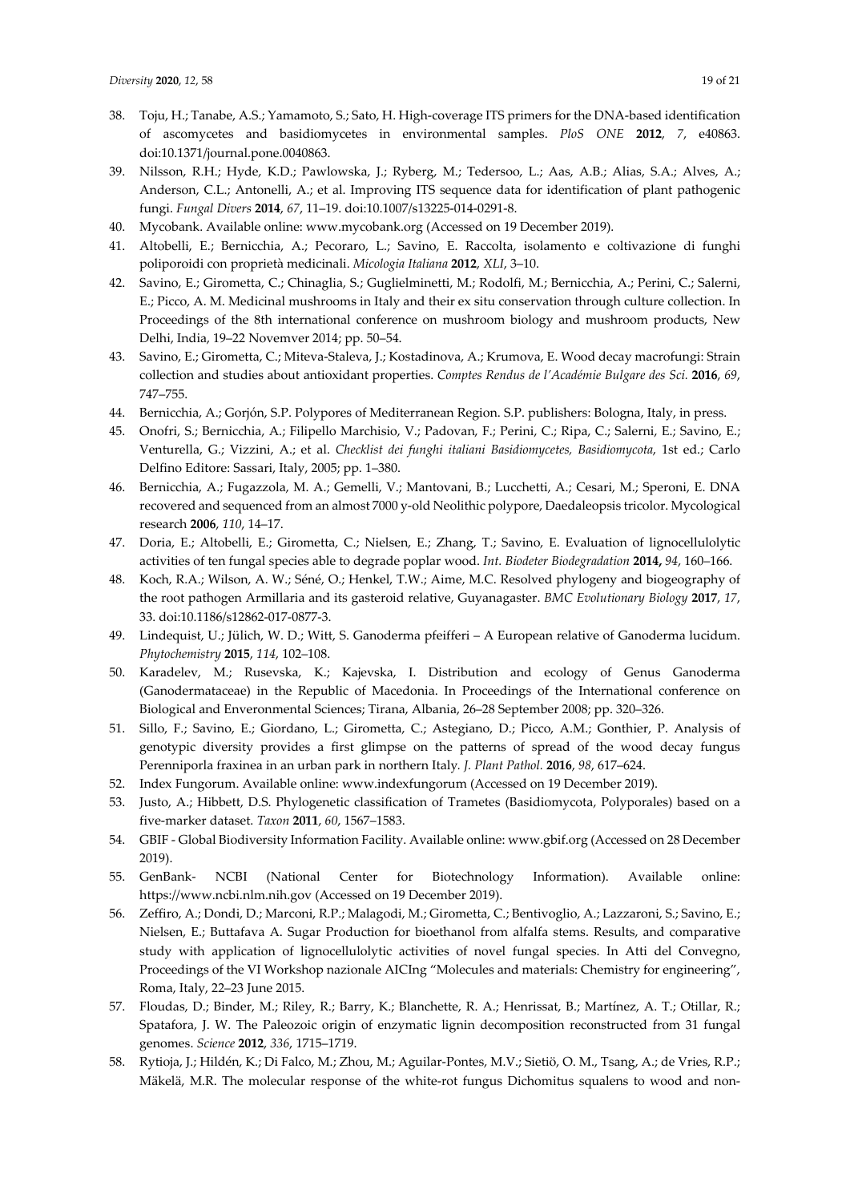38. Toju, H.; Tanabe, A.S.; Yamamoto, S.; Sato, H. High-coverage ITS primers for the DNA-based identification of ascomycetes and basidiomycetes in environmental samples. *PloS ONE* **2012**, *7*, e40863. doi:10.1371/journal.pone.0040863.
39. Nilsson, R.H.; Hyde, K.D.; Pawlowska, J.; Ryberg, M.; Tedersoo, L.; Aas, A.B.; Alias, S.A.; Alves, A.; Anderson, C.L.; Antonelli, A.; et al. Improving ITS sequence data for identification of plant pathogenic fungi. *Fungal Divers* **2014**, *67*, 11–19. doi:10.1007/s13225-014-0291-8.
40. Mycobank. Available online: www.mycobank.org (Accessed on 19 December 2019).
41. Altobelli, E.; Bernicchia, A.; Pecoraro, L.; Savino, E. Raccolta, isolamento e coltivazione di funghi poliporoidi con proprietà medicinali. *Micologia Italiana* **2012**, *XLI*, 3–10.
42. Savino, E.; Girometta, C.; Chinaglia, S.; Guglielminetti, M.; Rodolfi, M.; Bernicchia, A.; Perini, C.; Salerni, E.; Picco, A. M. Medicinal mushrooms in Italy and their ex situ conservation through culture collection. In Proceedings of the 8th international conference on mushroom biology and mushroom products, New Delhi, India, 19–22 Novemver 2014; pp. 50–54.
43. Savino, E.; Girometta, C.; Miteva-Staleva, J.; Kostadinova, A.; Krumova, E. Wood decay macrofungi: Strain collection and studies about antioxidant properties. *Comptes Rendus de l'Académie Bulgare des Sci.* **2016**, *69*, 747–755.
44. Bernicchia, A.; Gorjón, S.P. Polypores of Mediterranean Region. S.P. publishers: Bologna, Italy, in press.
45. Onofri, S.; Bernicchia, A.; Filipello Marchisio, V.; Padovan, F.; Perini, C.; Ripa, C.; Salerni, E.; Savino, E.; Venturella, G.; Vizzini, A.; et al. *Checklist dei funghi italiani Basidiomycetes, Basidiomycota*, 1st ed.; Carlo Delfino Editore: Sassari, Italy, 2005; pp. 1–380.
46. Bernicchia, A.; Fugazzola, M. A.; Gemelli, V.; Mantovani, B.; Lucchetti, A.; Cesari, M.; Speroni, E. DNA recovered and sequenced from an almost 7000 y-old Neolithic polypore, Daedaleopsis tricolor. Mycological research **2006**, *110*, 14–17.
47. Doria, E.; Altobelli, E.; Girometta, C.; Nielsen, E.; Zhang, T.; Savino, E. Evaluation of lignocellulolytic activities of ten fungal species able to degrade poplar wood. *Int. Biodeter Biodegradation* **2014,** *94*, 160–166.
48. Koch, R.A.; Wilson, A. W.; Séné, O.; Henkel, T.W.; Aime, M.C. Resolved phylogeny and biogeography of the root pathogen Armillaria and its gasteroid relative, Guyanagaster. *BMC Evolutionary Biology* **2017**, *17*, 33. doi:10.1186/s12862-017-0877-3.
49. Lindequist, U.; Jülich, W. D.; Witt, S. Ganoderma pfeifferi – A European relative of Ganoderma lucidum. *Phytochemistry* **2015**, *114*, 102–108.
50. Karadelev, M.; Rusevska, K.; Kajevska, I. Distribution and ecology of Genus Ganoderma (Ganodermataceae) in the Republic of Macedonia. In Proceedings of the International conference on Biological and Enveronmental Sciences; Tirana, Albania, 26–28 September 2008; pp. 320–326.
51. Sillo, F.; Savino, E.; Giordano, L.; Girometta, C.; Astegiano, D.; Picco, A.M.; Gonthier, P. Analysis of genotypic diversity provides a first glimpse on the patterns of spread of the wood decay fungus Perenniporla fraxinea in an urban park in northern Italy. *J. Plant Pathol.* **2016**, *98*, 617–624.
52. Index Fungorum. Available online: www.indexfungorum (Accessed on 19 December 2019).
53. Justo, A.; Hibbett, D.S. Phylogenetic classification of Trametes (Basidiomycota, Polyporales) based on a five-marker dataset. *Taxon* **2011**, *60*, 1567–1583.
54. GBIF - Global Biodiversity Information Facility. Available online: www.gbif.org (Accessed on 28 December 2019).
55. GenBank- NCBI (National Center for Biotechnology Information). Available online: https://www.ncbi.nlm.nih.gov (Accessed on 19 December 2019).
56. Zeffiro, A.; Dondi, D.; Marconi, R.P.; Malagodi, M.; Girometta, C.; Bentivoglio, A.; Lazzaroni, S.; Savino, E.; Nielsen, E.; Buttafava A. Sugar Production for bioethanol from alfalfa stems. Results, and comparative study with application of lignocellulolytic activities of novel fungal species. In Atti del Convegno, Proceedings of the VI Workshop nazionale AICIng "Molecules and materials: Chemistry for engineering", Roma, Italy, 22–23 June 2015.
57. Floudas, D.; Binder, M.; Riley, R.; Barry, K.; Blanchette, R. A.; Henrissat, B.; Martínez, A. T.; Otillar, R.; Spatafora, J. W. The Paleozoic origin of enzymatic lignin decomposition reconstructed from 31 fungal genomes. *Science* **2012**, *336*, 1715–1719.
58. Rytioja, J.; Hildén, K.; Di Falco, M.; Zhou, M.; Aguilar-Pontes, M.V.; Sietiö, O. M., Tsang, A.; de Vries, R.P.; Mäkelä, M.R. The molecular response of the white-rot fungus Dichomitus squalens to wood and non-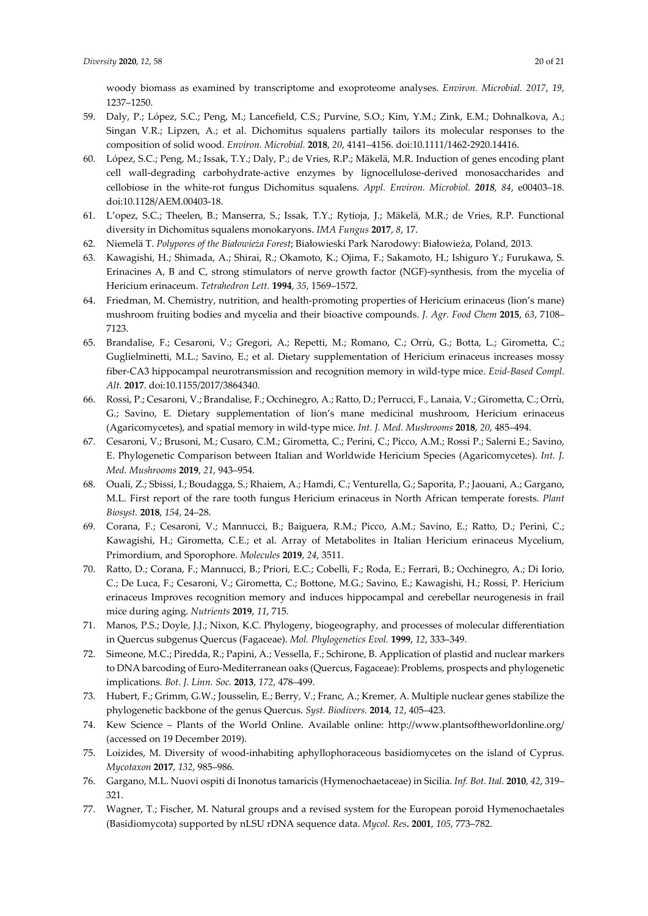woody biomass as examined by transcriptome and exoproteome analyses. *Environ. Microbial. 2017*, *19*, 1237–1250.

59. Daly, P.; López, S.C.; Peng, M.; Lancefield, C.S.; Purvine, S.O.; Kim, Y.M.; Zink, E.M.; Dohnalkova, A.; Singan V.R.; Lipzen, A.; et al. Dichomitus squalens partially tailors its molecular responses to the composition of solid wood. *Environ. Microbial.* **2018**, *20*, 4141–4156. doi:10.1111/1462-2920.14416.
60. López, S.C.; Peng, M.; Issak, T.Y.; Daly, P.; de Vries, R.P.; Mäkelä, M.R. Induction of genes encoding plant cell wall-degrading carbohydrate-active enzymes by lignocellulose-derived monosaccharides and cellobiose in the white-rot fungus Dichomitus squalens. *Appl. Environ. Microbiol.* ***2018***, *84*, e00403–18. doi:10.1128/AEM.00403-18.
61. L'opez, S.C.; Theelen, B.; Manserra, S.; Issak, T.Y.; Rytioja, J.; Mäkelä, M.R.; de Vries, R.P. Functional diversity in Dichomitus squalens monokaryons. *IMA Fungus* **2017**, *8*, 17.
62. Niemelä T. *Polypores of the Białowieża Forest*; Białowieski Park Narodowy: Białowieża, Poland, 2013.
63. Kawagishi, H.; Shimada, A.; Shirai, R.; Okamoto, K.; Ojima, F.; Sakamoto, H.; Ishiguro Y.; Furukawa, S. Erinacines A, B and C, strong stimulators of nerve growth factor (NGF)-synthesis, from the mycelia of Hericium erinaceum. *Tetrahedron Lett.* **1994**, *35*, 1569–1572.
64. Friedman, M. Chemistry, nutrition, and health-promoting properties of Hericium erinaceus (lion's mane) mushroom fruiting bodies and mycelia and their bioactive compounds. *J. Agr. Food Chem* **2015**, *63*, 7108–7123.
65. Brandalise, F.; Cesaroni, V.; Gregori, A.; Repetti, M.; Romano, C.; Orrù, G.; Botta, L.; Girometta, C.; Guglielminetti, M.L.; Savino, E.; et al. Dietary supplementation of Hericium erinaceus increases mossy fiber-CA3 hippocampal neurotransmission and recognition memory in wild-type mice. *Evid-Based Compl. Alt.* **2017**. doi:10.1155/2017/3864340.
66. Rossi, P.; Cesaroni, V.; Brandalise, F.; Occhinegro, A.; Ratto, D.; Perrucci, F., Lanaia, V.; Girometta, C.; Orrù, G.; Savino, E. Dietary supplementation of lion's mane medicinal mushroom, Hericium erinaceus (Agaricomycetes), and spatial memory in wild-type mice. *Int. J. Med. Mushrooms* **2018**, *20*, 485–494.
67. Cesaroni, V.; Brusoni, M.; Cusaro, C.M.; Girometta, C.; Perini, C.; Picco, A.M.; Rossi P.; Salerni E.; Savino, E. Phylogenetic Comparison between Italian and Worldwide Hericium Species (Agaricomycetes). *Int. J. Med. Mushrooms* **2019**, *21*, 943–954.
68. Ouali, Z.; Sbissi, I.; Boudagga, S.; Rhaiem, A.; Hamdi, C.; Venturella, G.; Saporita, P.; Jaouani, A.; Gargano, M.L. First report of the rare tooth fungus Hericium erinaceus in North African temperate forests. *Plant Biosyst.* **2018**, *154*, 24–28.
69. Corana, F.; Cesaroni, V.; Mannucci, B.; Baiguera, R.M.; Picco, A.M.; Savino, E.; Ratto, D.; Perini, C.; Kawagishi, H.; Girometta, C.E.; et al. Array of Metabolites in Italian Hericium erinaceus Mycelium, Primordium, and Sporophore. *Molecules* **2019**, *24*, 3511.
70. Ratto, D.; Corana, F.; Mannucci, B.; Priori, E.C.; Cobelli, F.; Roda, E.; Ferrari, B.; Occhinegro, A.; Di Iorio, C.; De Luca, F.; Cesaroni, V.; Girometta, C.; Bottone, M.G.; Savino, E.; Kawagishi, H.; Rossi, P. Hericium erinaceus Improves recognition memory and induces hippocampal and cerebellar neurogenesis in frail mice during aging. *Nutrients* **2019**, *11*, 715.
71. Manos, P.S.; Doyle, J.J.; Nixon, K.C. Phylogeny, biogeography, and processes of molecular differentiation in Quercus subgenus Quercus (Fagaceae). *Mol. Phylogenetics Evol.* **1999**, *12*, 333–349.
72. Simeone, M.C.; Piredda, R.; Papini, A.; Vessella, F.; Schirone, B. Application of plastid and nuclear markers to DNA barcoding of Euro-Mediterranean oaks (Quercus, Fagaceae): Problems, prospects and phylogenetic implications. *Bot. J. Linn. Soc.* **2013**, *172*, 478–499.
73. Hubert, F.; Grimm, G.W.; Jousselin, E.; Berry, V.; Franc, A.; Kremer, A. Multiple nuclear genes stabilize the phylogenetic backbone of the genus Quercus. *Syst. Biodivers.* **2014**, *12*, 405–423.
74. Kew Science – Plants of the World Online. Available online: http://www.plantsoftheworldonline.org/ (accessed on 19 December 2019).
75. Loizides, M. Diversity of wood-inhabiting aphyllophoraceous basidiomycetes on the island of Cyprus. *Mycotaxon* **2017**, *132*, 985–986.
76. Gargano, M.L. Nuovi ospiti di Inonotus tamaricis (Hymenochaetaceae) in Sicilia. *Inf. Bot. Ital.* **2010**, *42*, 319–321.
77. Wagner, T.; Fischer, M. Natural groups and a revised system for the European poroid Hymenochaetales (Basidiomycota) supported by nLSU rDNA sequence data. *Mycol. Res***.** **2001**, *105*, 773–782.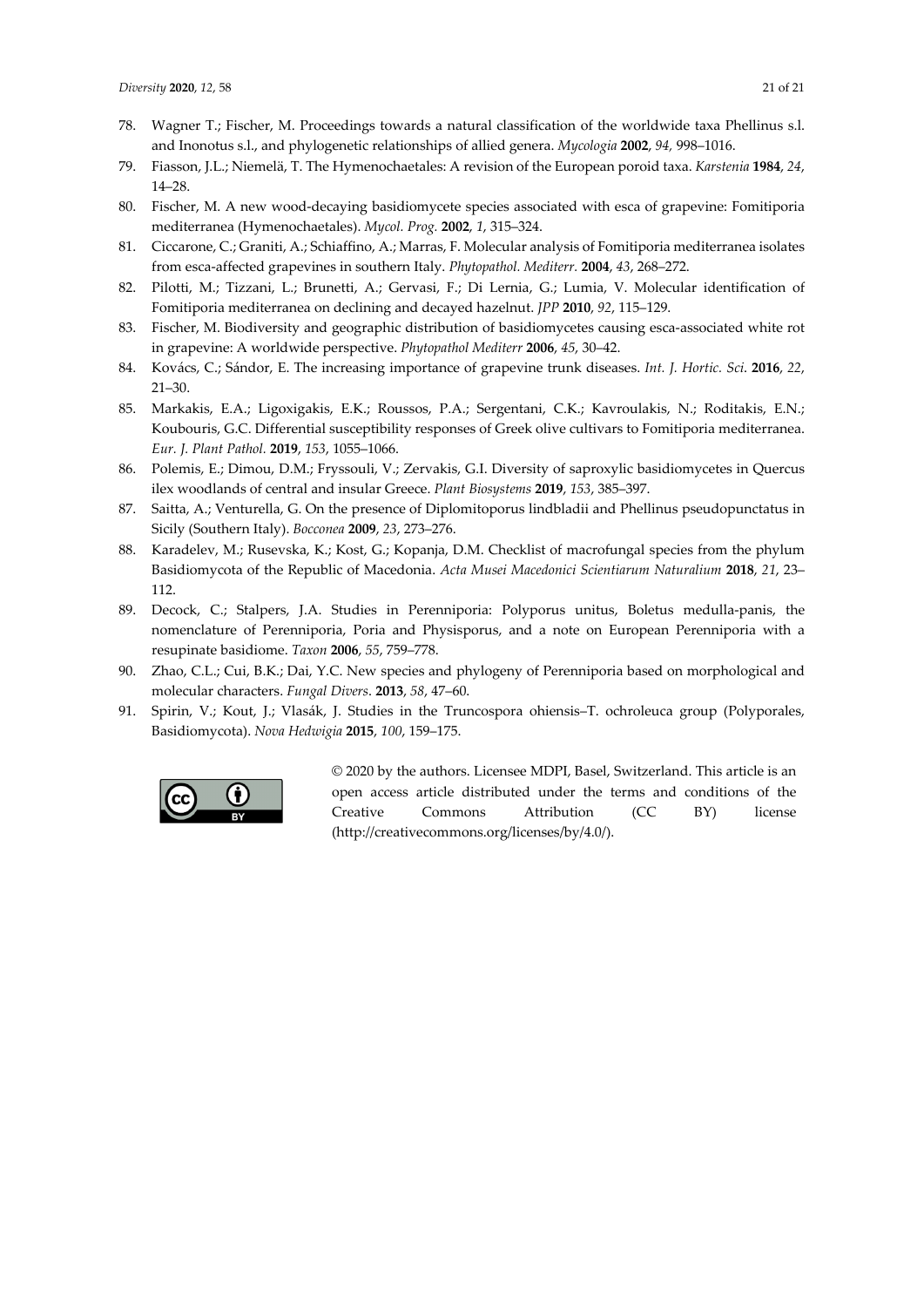78. Wagner T.; Fischer, M. Proceedings towards a natural classification of the worldwide taxa Phellinus s.l. and Inonotus s.l., and phylogenetic relationships of allied genera. *Mycologia* **2002**, *94*, 998–1016.
79. Fiasson, J.L.; Niemelä, T. The Hymenochaetales: A revision of the European poroid taxa. *Karstenia* **1984**, *24*, 14–28.
80. Fischer, M. A new wood-decaying basidiomycete species associated with esca of grapevine: Fomitiporia mediterranea (Hymenochaetales). *Mycol. Prog.* **2002**, *1*, 315–324.
81. Ciccarone, C.; Graniti, A.; Schiaffino, A.; Marras, F. Molecular analysis of Fomitiporia mediterranea isolates from esca-affected grapevines in southern Italy. *Phytopathol. Mediterr.* **2004**, *43*, 268–272.
82. Pilotti, M.; Tizzani, L.; Brunetti, A.; Gervasi, F.; Di Lernia, G.; Lumia, V. Molecular identification of Fomitiporia mediterranea on declining and decayed hazelnut. *JPP* **2010**, *92*, 115–129.
83. Fischer, M. Biodiversity and geographic distribution of basidiomycetes causing esca-associated white rot in grapevine: A worldwide perspective. *Phytopathol Mediterr* **2006**, *45*, 30–42.
84. Kovács, C.; Sándor, E. The increasing importance of grapevine trunk diseases. *Int. J. Hortic. Sci.* **2016**, *22*, 21–30.
85. Markakis, E.A.; Ligoxigakis, E.K.; Roussos, P.A.; Sergentani, C.K.; Kavroulakis, N.; Roditakis, E.N.; Koubouris, G.C. Differential susceptibility responses of Greek olive cultivars to Fomitiporia mediterranea. *Eur. J. Plant Pathol.* **2019**, *153*, 1055–1066.
86. Polemis, E.; Dimou, D.M.; Fryssouli, V.; Zervakis, G.I. Diversity of saproxylic basidiomycetes in Quercus ilex woodlands of central and insular Greece. *Plant Biosystems* **2019**, *153*, 385–397.
87. Saitta, A.; Venturella, G. On the presence of Diplomitoporus lindbladii and Phellinus pseudopunctatus in Sicily (Southern Italy). *Bocconea* **2009**, *23*, 273–276.
88. Karadelev, M.; Rusevska, K.; Kost, G.; Kopanja, D.M. Checklist of macrofungal species from the phylum Basidiomycota of the Republic of Macedonia. *Acta Musei Macedonici Scientiarum Naturalium* **2018**, *21*, 23–112.
89. Decock, C.; Stalpers, J.A. Studies in Perenniporia: Polyporus unitus, Boletus medulla-panis, the nomenclature of Perenniporia, Poria and Physisporus, and a note on European Perenniporia with a resupinate basidiome. *Taxon* **2006**, *55*, 759–778.
90. Zhao, C.L.; Cui, B.K.; Dai, Y.C. New species and phylogeny of Perenniporia based on morphological and molecular characters. *Fungal Divers.* **2013**, *58*, 47–60.
91. Spirin, V.; Kout, J.; Vlasák, J. Studies in the Truncospora ohiensis–T. ochroleuca group (Polyporales, Basidiomycota). *Nova Hedwigia* **2015**, *100*, 159–175.

© 2020 by the authors. Licensee MDPI, Basel, Switzerland. This article is an open access article distributed under the terms and conditions of the Creative Commons Attribution (CC BY) license (http://creativecommons.org/licenses/by/4.0/).